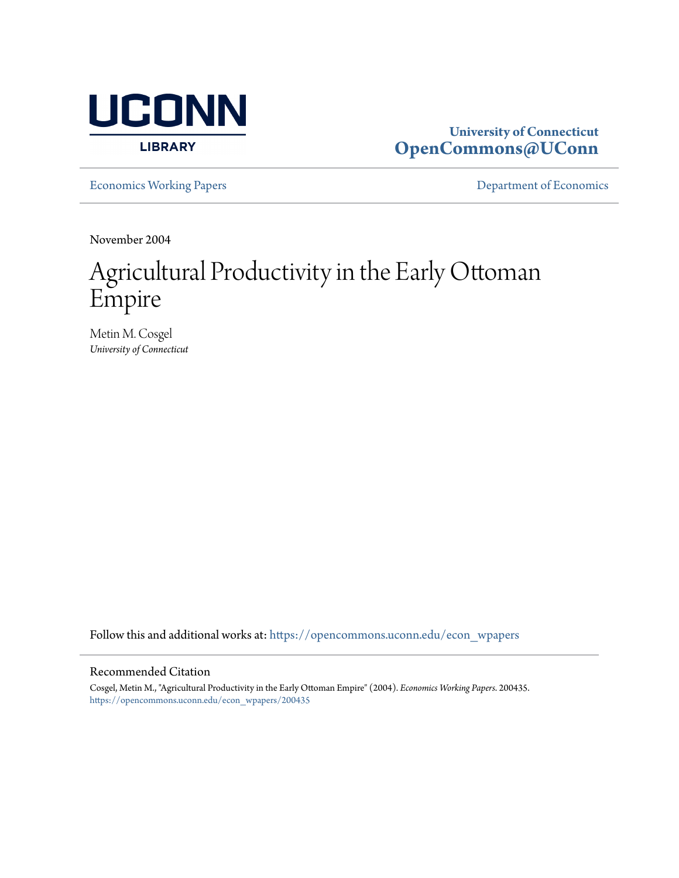UCONN LIBRARY

**University of Connecticut**
**OpenCommons@UConn**

Economics Working Papers | Department of Economics

November 2004

# Agricultural Productivity in the Early Ottoman Empire

Metin M. Cosgel
*University of Connecticut*

Follow this and additional works at: https://opencommons.uconn.edu/econ_wpapers

## Recommended Citation

Cosgel, Metin M., "Agricultural Productivity in the Early Ottoman Empire" (2004). *Economics Working Papers*. 200435.
https://opencommons.uconn.edu/econ_wpapers/200435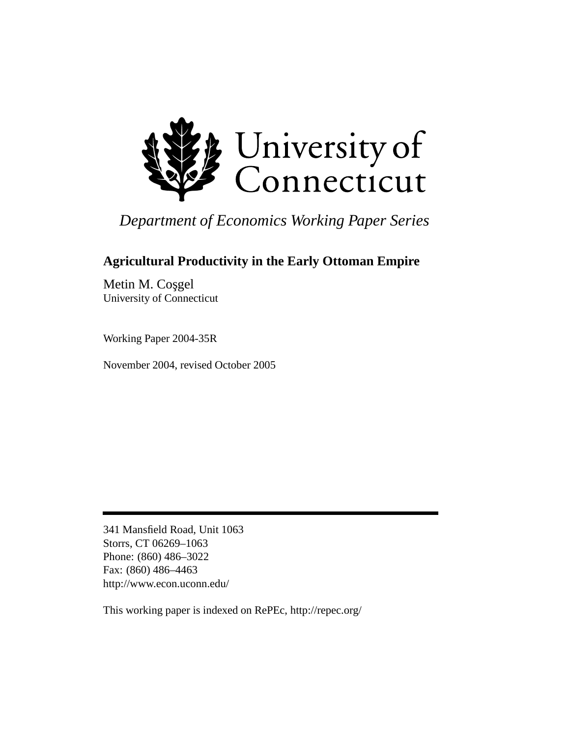University of Connecticut

*Department of Economics Working Paper Series*

**Agricultural Productivity in the Early Ottoman Empire**

Metin M. Coşgel
University of Connecticut

Working Paper 2004-35R

November 2004, revised October 2005

---

341 Mansfield Road, Unit 1063
Storrs, CT 06269–1063
Phone: (860) 486–3022
Fax: (860) 486–4463
http://www.econ.uconn.edu/

This working paper is indexed on RePEc, http://repec.org/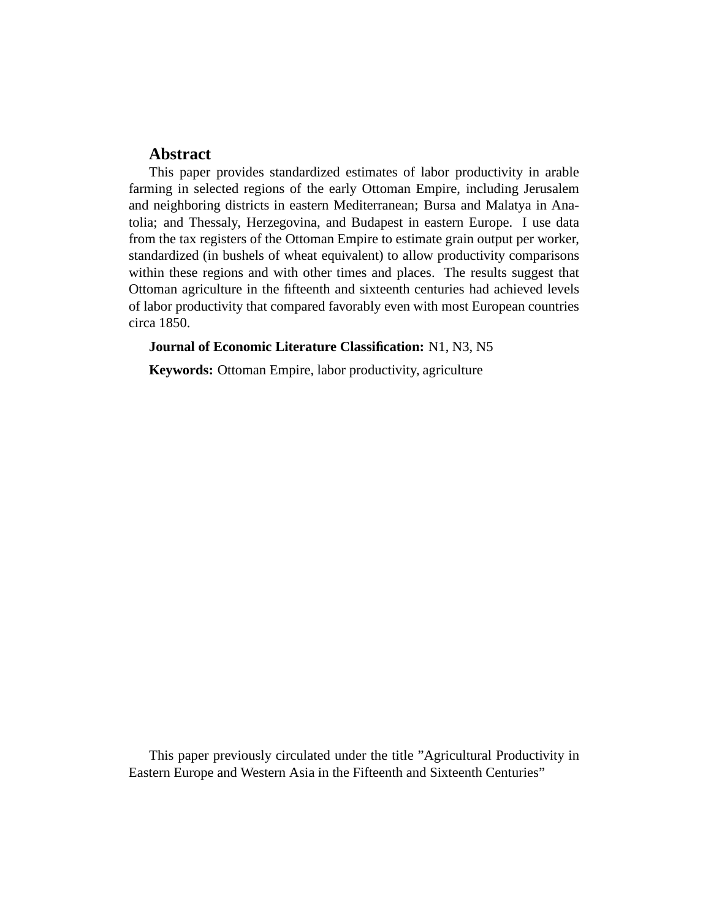## Abstract

This paper provides standardized estimates of labor productivity in arable farming in selected regions of the early Ottoman Empire, including Jerusalem and neighboring districts in eastern Mediterranean; Bursa and Malatya in Anatolia; and Thessaly, Herzegovina, and Budapest in eastern Europe. I use data from the tax registers of the Ottoman Empire to estimate grain output per worker, standardized (in bushels of wheat equivalent) to allow productivity comparisons within these regions and with other times and places. The results suggest that Ottoman agriculture in the fifteenth and sixteenth centuries had achieved levels of labor productivity that compared favorably even with most European countries circa 1850.

**Journal of Economic Literature Classification:** N1, N3, N5

**Keywords:** Ottoman Empire, labor productivity, agriculture

This paper previously circulated under the title "Agricultural Productivity in Eastern Europe and Western Asia in the Fifteenth and Sixteenth Centuries"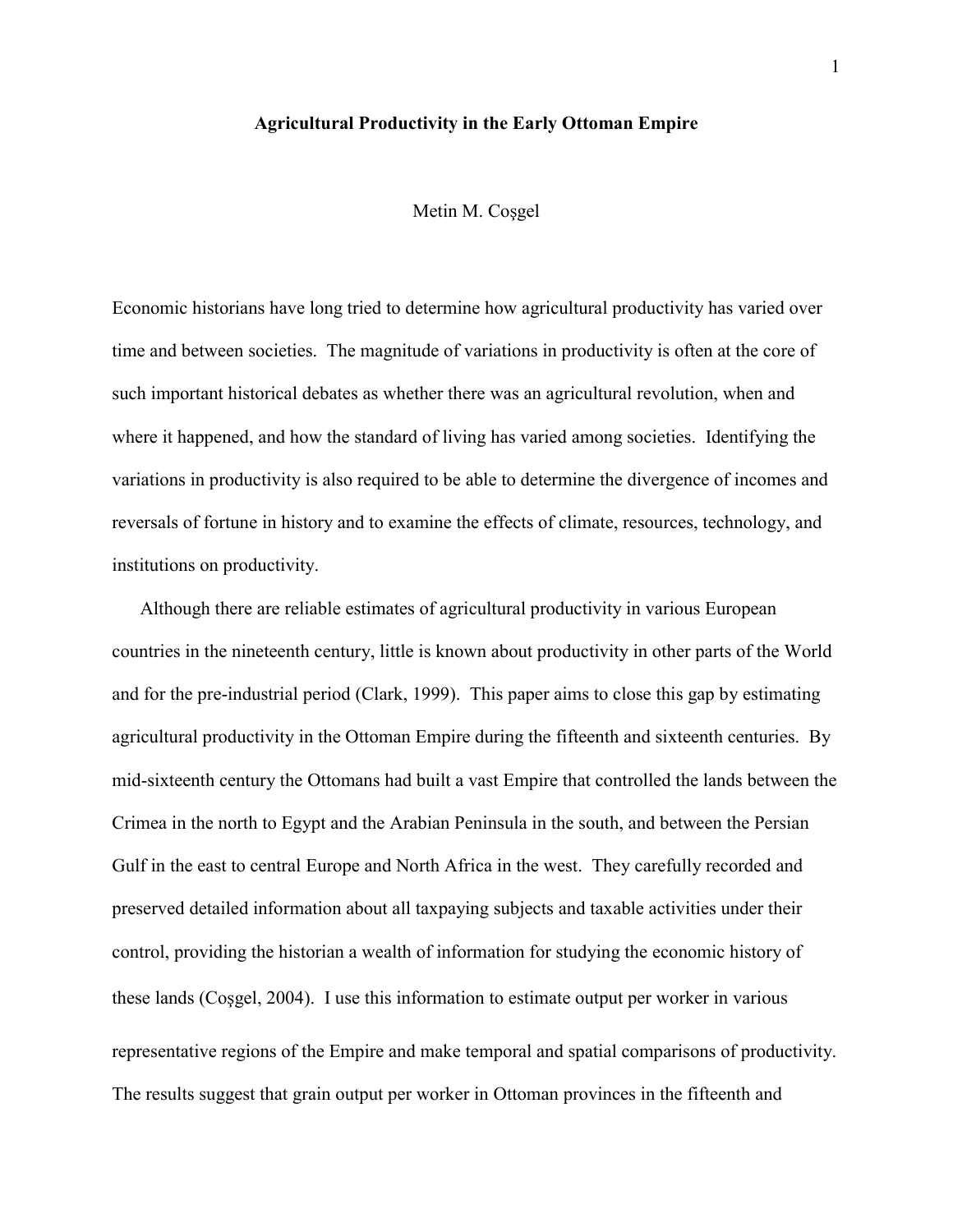# Agricultural Productivity in the Early Ottoman Empire

Metin M. Coşgel

Economic historians have long tried to determine how agricultural productivity has varied over time and between societies. The magnitude of variations in productivity is often at the core of such important historical debates as whether there was an agricultural revolution, when and where it happened, and how the standard of living has varied among societies. Identifying the variations in productivity is also required to be able to determine the divergence of incomes and reversals of fortune in history and to examine the effects of climate, resources, technology, and institutions on productivity.

Although there are reliable estimates of agricultural productivity in various European countries in the nineteenth century, little is known about productivity in other parts of the World and for the pre-industrial period (Clark, 1999). This paper aims to close this gap by estimating agricultural productivity in the Ottoman Empire during the fifteenth and sixteenth centuries. By mid-sixteenth century the Ottomans had built a vast Empire that controlled the lands between the Crimea in the north to Egypt and the Arabian Peninsula in the south, and between the Persian Gulf in the east to central Europe and North Africa in the west. They carefully recorded and preserved detailed information about all taxpaying subjects and taxable activities under their control, providing the historian a wealth of information for studying the economic history of these lands (Coşgel, 2004). I use this information to estimate output per worker in various representative regions of the Empire and make temporal and spatial comparisons of productivity. The results suggest that grain output per worker in Ottoman provinces in the fifteenth and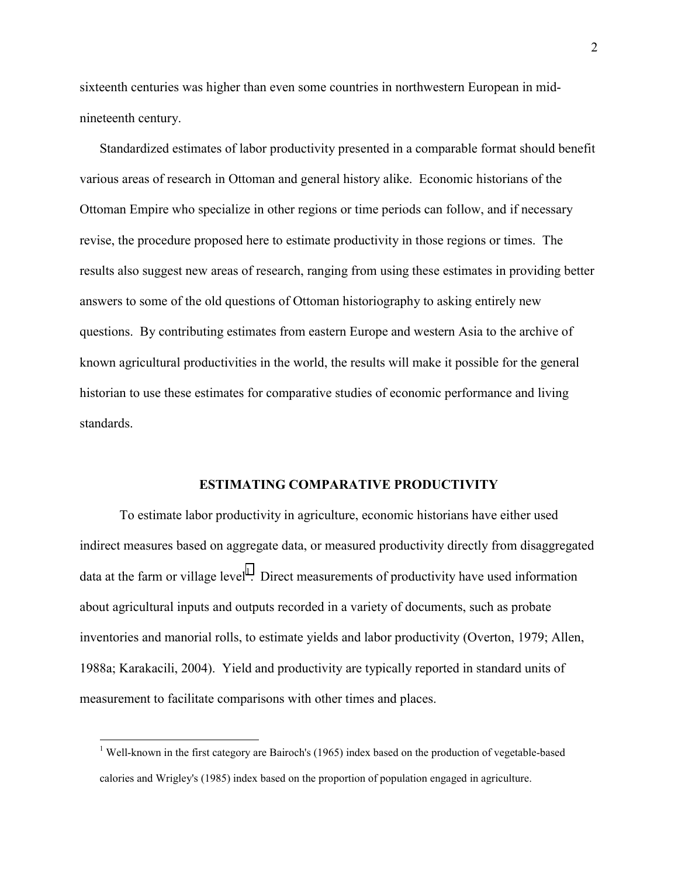sixteenth centuries was higher than even some countries in northwestern European in mid-nineteenth century.

Standardized estimates of labor productivity presented in a comparable format should benefit various areas of research in Ottoman and general history alike. Economic historians of the Ottoman Empire who specialize in other regions or time periods can follow, and if necessary revise, the procedure proposed here to estimate productivity in those regions or times. The results also suggest new areas of research, ranging from using these estimates in providing better answers to some of the old questions of Ottoman historiography to asking entirely new questions. By contributing estimates from eastern Europe and western Asia to the archive of known agricultural productivities in the world, the results will make it possible for the general historian to use these estimates for comparative studies of economic performance and living standards.

## ESTIMATING COMPARATIVE PRODUCTIVITY

To estimate labor productivity in agriculture, economic historians have either used indirect measures based on aggregate data, or measured productivity directly from disaggregated data at the farm or village level[1]. Direct measurements of productivity have used information about agricultural inputs and outputs recorded in a variety of documents, such as probate inventories and manorial rolls, to estimate yields and labor productivity (Overton, 1979; Allen, 1988a; Karakacili, 2004). Yield and productivity are typically reported in standard units of measurement to facilitate comparisons with other times and places.

[1] Well-known in the first category are Bairoch's (1965) index based on the production of vegetable-based calories and Wrigley's (1985) index based on the proportion of population engaged in agriculture.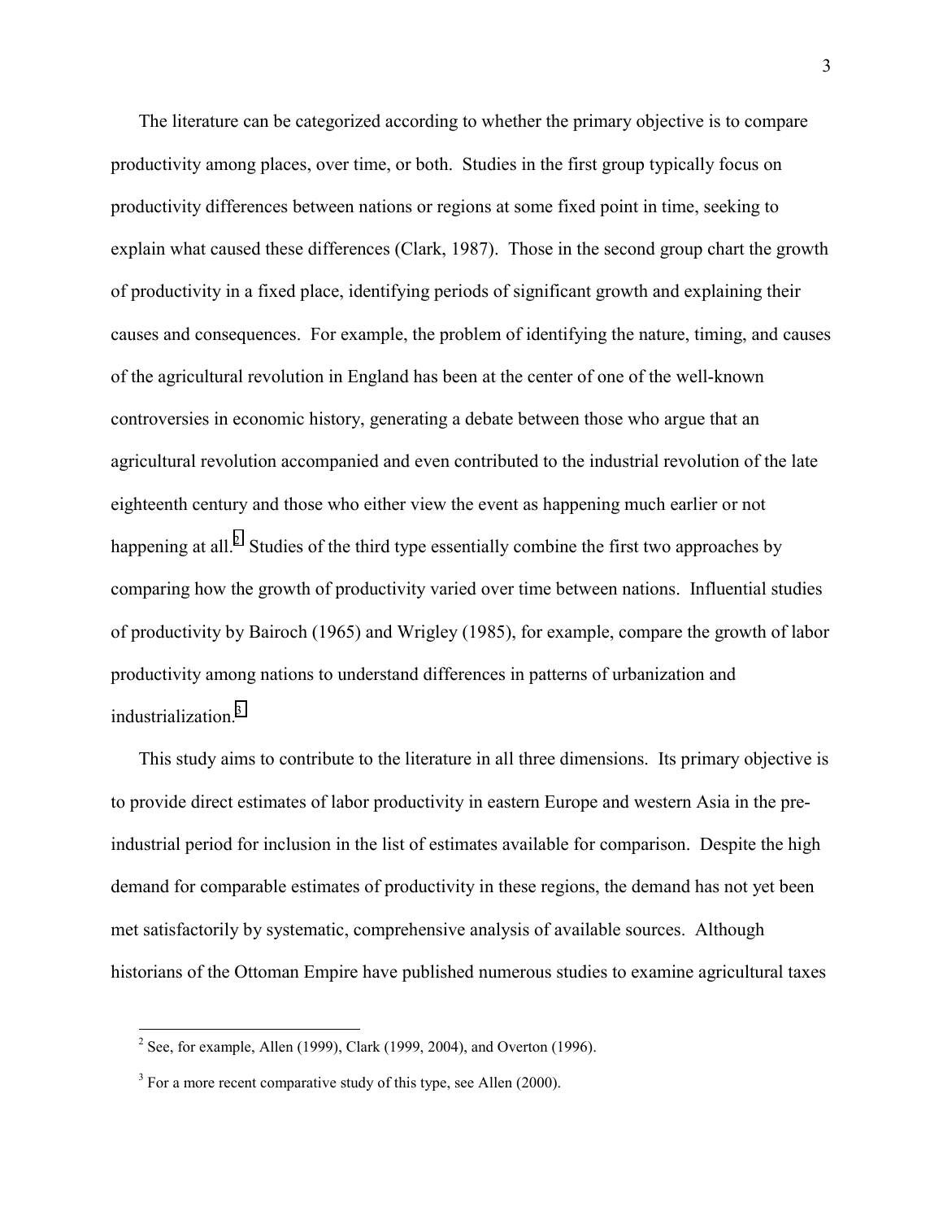The literature can be categorized according to whether the primary objective is to compare productivity among places, over time, or both. Studies in the first group typically focus on productivity differences between nations or regions at some fixed point in time, seeking to explain what caused these differences (Clark, 1987). Those in the second group chart the growth of productivity in a fixed place, identifying periods of significant growth and explaining their causes and consequences. For example, the problem of identifying the nature, timing, and causes of the agricultural revolution in England has been at the center of one of the well-known controversies in economic history, generating a debate between those who argue that an agricultural revolution accompanied and even contributed to the industrial revolution of the late eighteenth century and those who either view the event as happening much earlier or not happening at all.[2] Studies of the third type essentially combine the first two approaches by comparing how the growth of productivity varied over time between nations. Influential studies of productivity by Bairoch (1965) and Wrigley (1985), for example, compare the growth of labor productivity among nations to understand differences in patterns of urbanization and industrialization.[3]

This study aims to contribute to the literature in all three dimensions. Its primary objective is to provide direct estimates of labor productivity in eastern Europe and western Asia in the pre-industrial period for inclusion in the list of estimates available for comparison. Despite the high demand for comparable estimates of productivity in these regions, the demand has not yet been met satisfactorily by systematic, comprehensive analysis of available sources. Although historians of the Ottoman Empire have published numerous studies to examine agricultural taxes

---

[2] See, for example, Allen (1999), Clark (1999, 2004), and Overton (1996).

[3] For a more recent comparative study of this type, see Allen (2000).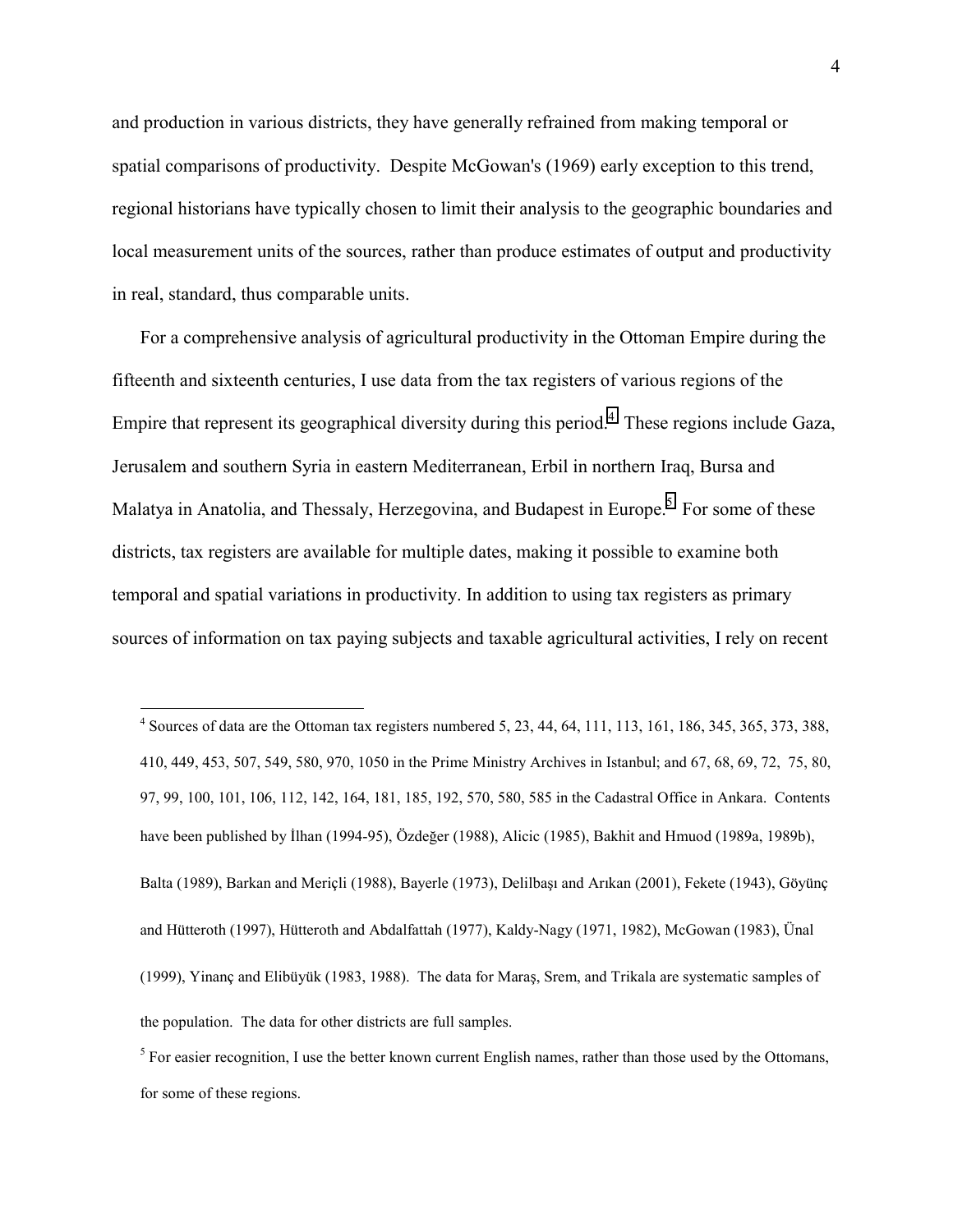and production in various districts, they have generally refrained from making temporal or spatial comparisons of productivity. Despite McGowan's (1969) early exception to this trend, regional historians have typically chosen to limit their analysis to the geographic boundaries and local measurement units of the sources, rather than produce estimates of output and productivity in real, standard, thus comparable units.

For a comprehensive analysis of agricultural productivity in the Ottoman Empire during the fifteenth and sixteenth centuries, I use data from the tax registers of various regions of the Empire that represent its geographical diversity during this period.[4] These regions include Gaza, Jerusalem and southern Syria in eastern Mediterranean, Erbil in northern Iraq, Bursa and Malatya in Anatolia, and Thessaly, Herzegovina, and Budapest in Europe.[5] For some of these districts, tax registers are available for multiple dates, making it possible to examine both temporal and spatial variations in productivity. In addition to using tax registers as primary sources of information on tax paying subjects and taxable agricultural activities, I rely on recent

[4] Sources of data are the Ottoman tax registers numbered 5, 23, 44, 64, 111, 113, 161, 186, 345, 365, 373, 388, 410, 449, 453, 507, 549, 580, 970, 1050 in the Prime Ministry Archives in Istanbul; and 67, 68, 69, 72, 75, 80, 97, 99, 100, 101, 106, 112, 142, 164, 181, 185, 192, 570, 580, 585 in the Cadastral Office in Ankara. Contents have been published by İlhan (1994-95), Özdeğer (1988), Alicic (1985), Bakhit and Hmuod (1989a, 1989b), Balta (1989), Barkan and Meriçli (1988), Bayerle (1973), Delilbaşı and Arıkan (2001), Fekete (1943), Göyünç and Hütteroth (1997), Hütteroth and Abdalfattah (1977), Kaldy-Nagy (1971, 1982), McGowan (1983), Ünal (1999), Yinanç and Elibüyük (1983, 1988). The data for Maraş, Srem, and Trikala are systematic samples of the population. The data for other districts are full samples.

[5] For easier recognition, I use the better known current English names, rather than those used by the Ottomans, for some of these regions.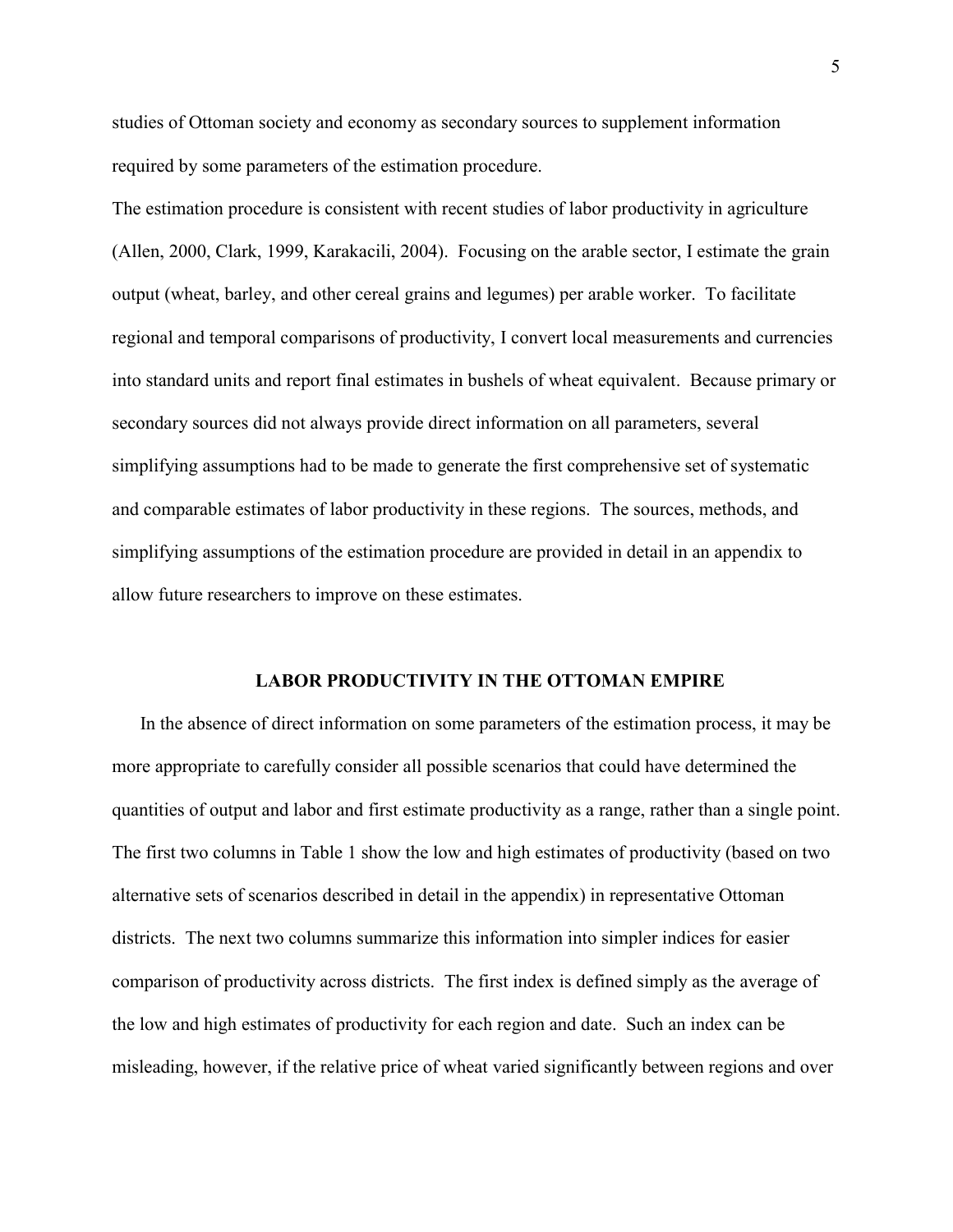studies of Ottoman society and economy as secondary sources to supplement information required by some parameters of the estimation procedure.

The estimation procedure is consistent with recent studies of labor productivity in agriculture (Allen, 2000, Clark, 1999, Karakacili, 2004). Focusing on the arable sector, I estimate the grain output (wheat, barley, and other cereal grains and legumes) per arable worker. To facilitate regional and temporal comparisons of productivity, I convert local measurements and currencies into standard units and report final estimates in bushels of wheat equivalent. Because primary or secondary sources did not always provide direct information on all parameters, several simplifying assumptions had to be made to generate the first comprehensive set of systematic and comparable estimates of labor productivity in these regions. The sources, methods, and simplifying assumptions of the estimation procedure are provided in detail in an appendix to allow future researchers to improve on these estimates.

## LABOR PRODUCTIVITY IN THE OTTOMAN EMPIRE

In the absence of direct information on some parameters of the estimation process, it may be more appropriate to carefully consider all possible scenarios that could have determined the quantities of output and labor and first estimate productivity as a range, rather than a single point. The first two columns in Table 1 show the low and high estimates of productivity (based on two alternative sets of scenarios described in detail in the appendix) in representative Ottoman districts. The next two columns summarize this information into simpler indices for easier comparison of productivity across districts. The first index is defined simply as the average of the low and high estimates of productivity for each region and date. Such an index can be misleading, however, if the relative price of wheat varied significantly between regions and over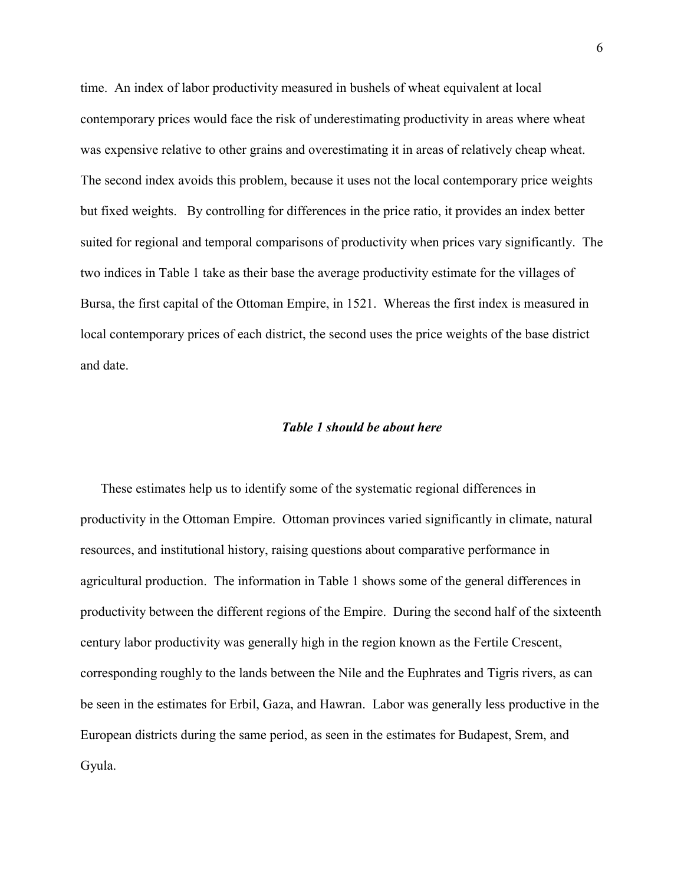time. An index of labor productivity measured in bushels of wheat equivalent at local contemporary prices would face the risk of underestimating productivity in areas where wheat was expensive relative to other grains and overestimating it in areas of relatively cheap wheat. The second index avoids this problem, because it uses not the local contemporary price weights but fixed weights. By controlling for differences in the price ratio, it provides an index better suited for regional and temporal comparisons of productivity when prices vary significantly. The two indices in Table 1 take as their base the average productivity estimate for the villages of Bursa, the first capital of the Ottoman Empire, in 1521. Whereas the first index is measured in local contemporary prices of each district, the second uses the price weights of the base district and date.

***Table 1 should be about here***

These estimates help us to identify some of the systematic regional differences in productivity in the Ottoman Empire. Ottoman provinces varied significantly in climate, natural resources, and institutional history, raising questions about comparative performance in agricultural production. The information in Table 1 shows some of the general differences in productivity between the different regions of the Empire. During the second half of the sixteenth century labor productivity was generally high in the region known as the Fertile Crescent, corresponding roughly to the lands between the Nile and the Euphrates and Tigris rivers, as can be seen in the estimates for Erbil, Gaza, and Hawran. Labor was generally less productive in the European districts during the same period, as seen in the estimates for Budapest, Srem, and Gyula.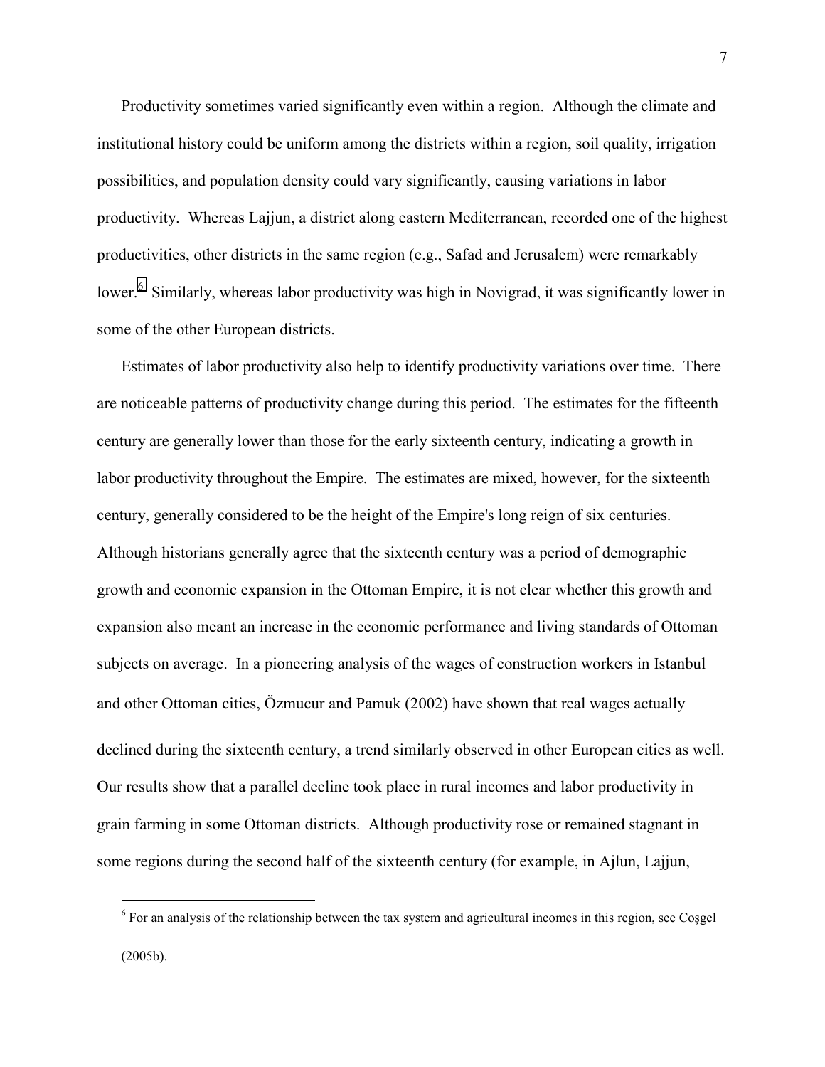Productivity sometimes varied significantly even within a region. Although the climate and institutional history could be uniform among the districts within a region, soil quality, irrigation possibilities, and population density could vary significantly, causing variations in labor productivity. Whereas Lajjun, a district along eastern Mediterranean, recorded one of the highest productivities, other districts in the same region (e.g., Safad and Jerusalem) were remarkably lower.[6] Similarly, whereas labor productivity was high in Novigrad, it was significantly lower in some of the other European districts.

Estimates of labor productivity also help to identify productivity variations over time. There are noticeable patterns of productivity change during this period. The estimates for the fifteenth century are generally lower than those for the early sixteenth century, indicating a growth in labor productivity throughout the Empire. The estimates are mixed, however, for the sixteenth century, generally considered to be the height of the Empire's long reign of six centuries. Although historians generally agree that the sixteenth century was a period of demographic growth and economic expansion in the Ottoman Empire, it is not clear whether this growth and expansion also meant an increase in the economic performance and living standards of Ottoman subjects on average. In a pioneering analysis of the wages of construction workers in Istanbul and other Ottoman cities, Özmucur and Pamuk (2002) have shown that real wages actually declined during the sixteenth century, a trend similarly observed in other European cities as well. Our results show that a parallel decline took place in rural incomes and labor productivity in grain farming in some Ottoman districts. Although productivity rose or remained stagnant in some regions during the second half of the sixteenth century (for example, in Ajlun, Lajjun,

[6] For an analysis of the relationship between the tax system and agricultural incomes in this region, see Coşgel (2005b).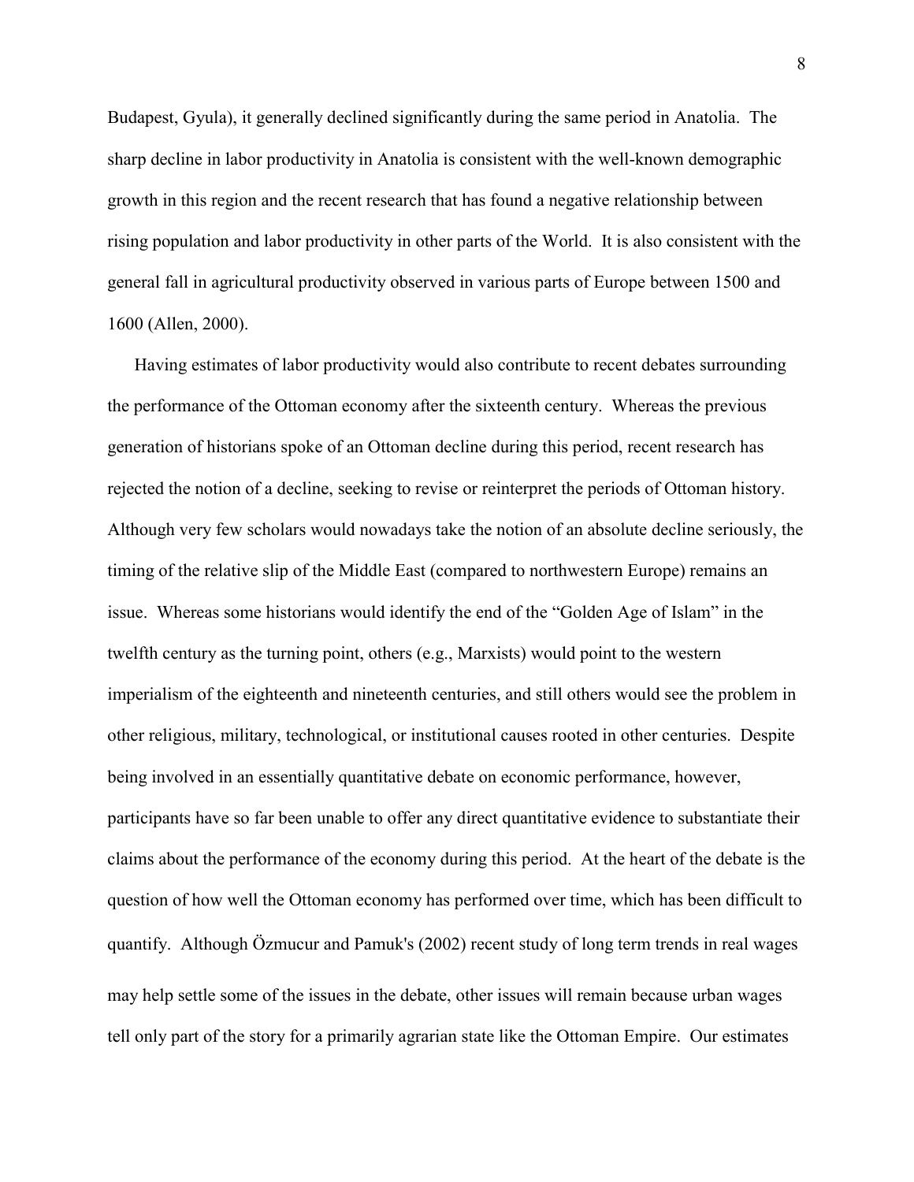Budapest, Gyula), it generally declined significantly during the same period in Anatolia. The sharp decline in labor productivity in Anatolia is consistent with the well-known demographic growth in this region and the recent research that has found a negative relationship between rising population and labor productivity in other parts of the World. It is also consistent with the general fall in agricultural productivity observed in various parts of Europe between 1500 and 1600 (Allen, 2000).

Having estimates of labor productivity would also contribute to recent debates surrounding the performance of the Ottoman economy after the sixteenth century. Whereas the previous generation of historians spoke of an Ottoman decline during this period, recent research has rejected the notion of a decline, seeking to revise or reinterpret the periods of Ottoman history. Although very few scholars would nowadays take the notion of an absolute decline seriously, the timing of the relative slip of the Middle East (compared to northwestern Europe) remains an issue. Whereas some historians would identify the end of the "Golden Age of Islam" in the twelfth century as the turning point, others (e.g., Marxists) would point to the western imperialism of the eighteenth and nineteenth centuries, and still others would see the problem in other religious, military, technological, or institutional causes rooted in other centuries. Despite being involved in an essentially quantitative debate on economic performance, however, participants have so far been unable to offer any direct quantitative evidence to substantiate their claims about the performance of the economy during this period. At the heart of the debate is the question of how well the Ottoman economy has performed over time, which has been difficult to quantify. Although Özmucur and Pamuk's (2002) recent study of long term trends in real wages may help settle some of the issues in the debate, other issues will remain because urban wages tell only part of the story for a primarily agrarian state like the Ottoman Empire. Our estimates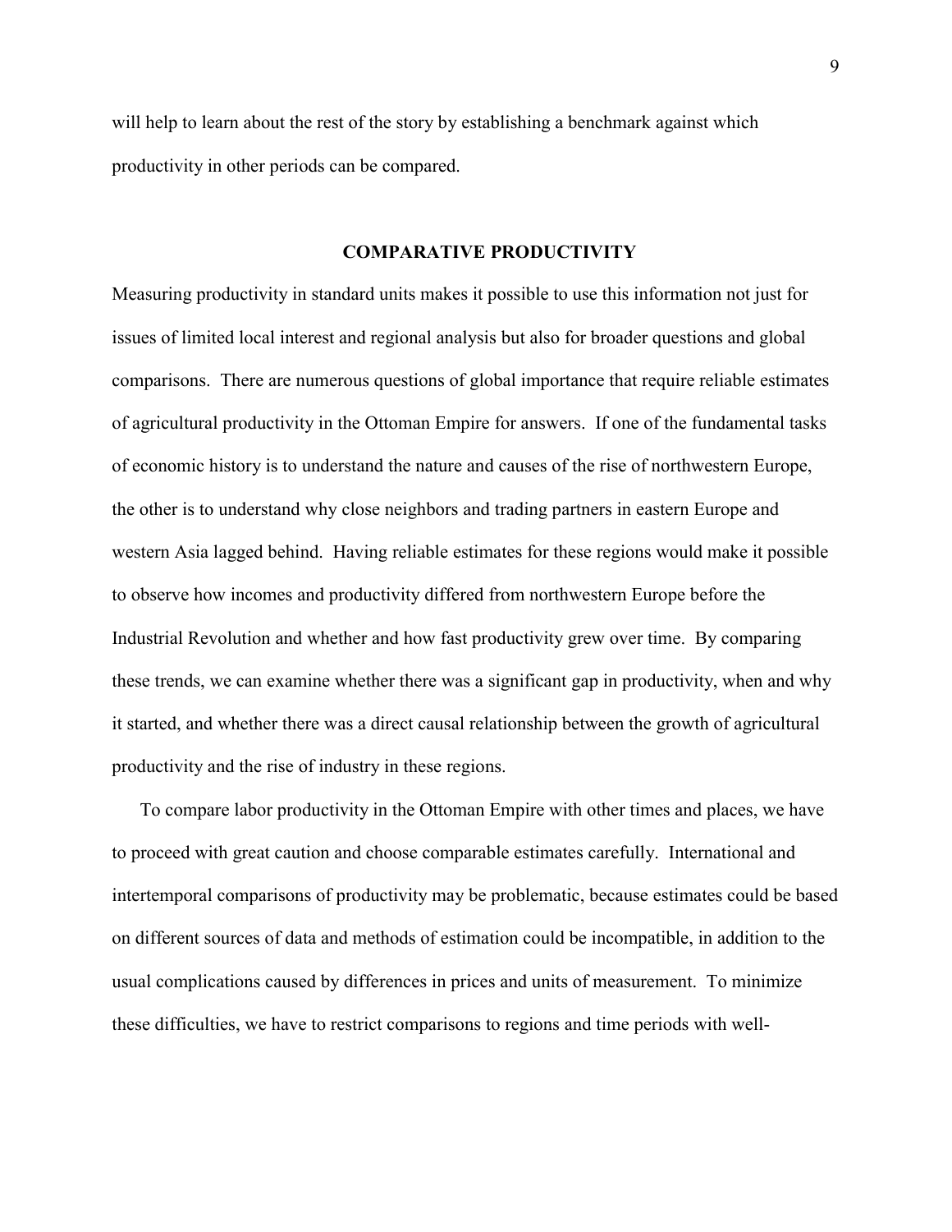will help to learn about the rest of the story by establishing a benchmark against which productivity in other periods can be compared.

## COMPARATIVE PRODUCTIVITY

Measuring productivity in standard units makes it possible to use this information not just for issues of limited local interest and regional analysis but also for broader questions and global comparisons. There are numerous questions of global importance that require reliable estimates of agricultural productivity in the Ottoman Empire for answers. If one of the fundamental tasks of economic history is to understand the nature and causes of the rise of northwestern Europe, the other is to understand why close neighbors and trading partners in eastern Europe and western Asia lagged behind. Having reliable estimates for these regions would make it possible to observe how incomes and productivity differed from northwestern Europe before the Industrial Revolution and whether and how fast productivity grew over time. By comparing these trends, we can examine whether there was a significant gap in productivity, when and why it started, and whether there was a direct causal relationship between the growth of agricultural productivity and the rise of industry in these regions.

To compare labor productivity in the Ottoman Empire with other times and places, we have to proceed with great caution and choose comparable estimates carefully. International and intertemporal comparisons of productivity may be problematic, because estimates could be based on different sources of data and methods of estimation could be incompatible, in addition to the usual complications caused by differences in prices and units of measurement. To minimize these difficulties, we have to restrict comparisons to regions and time periods with well-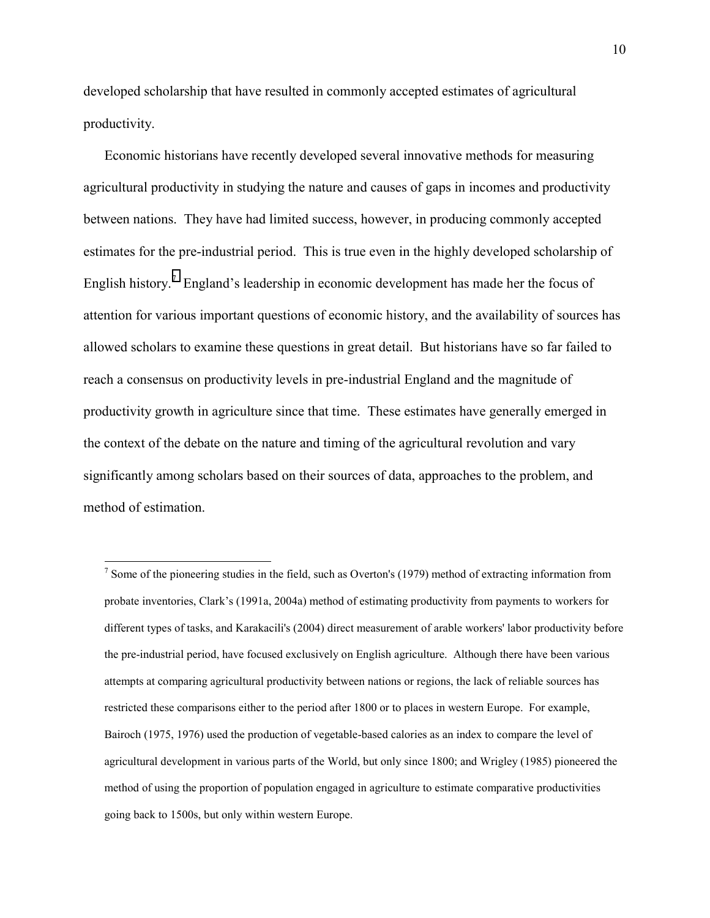developed scholarship that have resulted in commonly accepted estimates of agricultural productivity.

Economic historians have recently developed several innovative methods for measuring agricultural productivity in studying the nature and causes of gaps in incomes and productivity between nations. They have had limited success, however, in producing commonly accepted estimates for the pre-industrial period. This is true even in the highly developed scholarship of English history.[7] England's leadership in economic development has made her the focus of attention for various important questions of economic history, and the availability of sources has allowed scholars to examine these questions in great detail. But historians have so far failed to reach a consensus on productivity levels in pre-industrial England and the magnitude of productivity growth in agriculture since that time. These estimates have generally emerged in the context of the debate on the nature and timing of the agricultural revolution and vary significantly among scholars based on their sources of data, approaches to the problem, and method of estimation.

---

[7] Some of the pioneering studies in the field, such as Overton's (1979) method of extracting information from probate inventories, Clark's (1991a, 2004a) method of estimating productivity from payments to workers for different types of tasks, and Karakacili's (2004) direct measurement of arable workers' labor productivity before the pre-industrial period, have focused exclusively on English agriculture. Although there have been various attempts at comparing agricultural productivity between nations or regions, the lack of reliable sources has restricted these comparisons either to the period after 1800 or to places in western Europe. For example, Bairoch (1975, 1976) used the production of vegetable-based calories as an index to compare the level of agricultural development in various parts of the World, but only since 1800; and Wrigley (1985) pioneered the method of using the proportion of population engaged in agriculture to estimate comparative productivities going back to 1500s, but only within western Europe.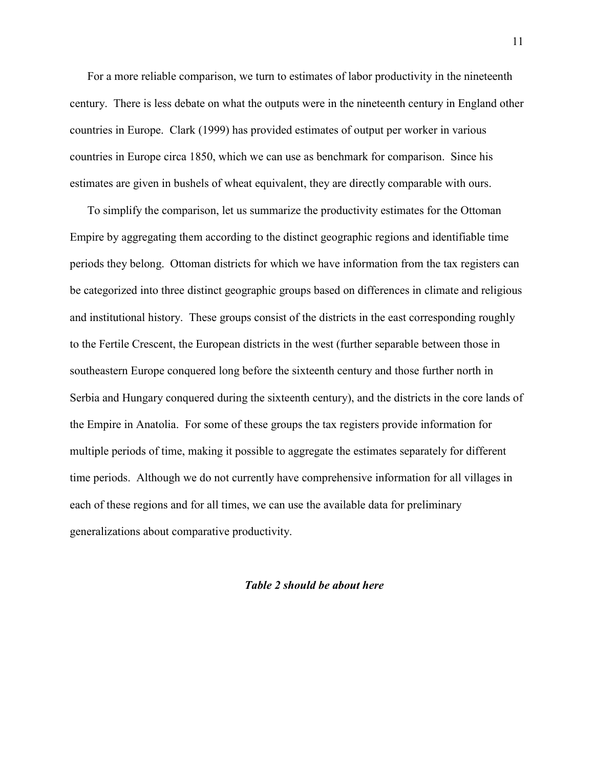For a more reliable comparison, we turn to estimates of labor productivity in the nineteenth century. There is less debate on what the outputs were in the nineteenth century in England other countries in Europe. Clark (1999) has provided estimates of output per worker in various countries in Europe circa 1850, which we can use as benchmark for comparison. Since his estimates are given in bushels of wheat equivalent, they are directly comparable with ours.

To simplify the comparison, let us summarize the productivity estimates for the Ottoman Empire by aggregating them according to the distinct geographic regions and identifiable time periods they belong. Ottoman districts for which we have information from the tax registers can be categorized into three distinct geographic groups based on differences in climate and religious and institutional history. These groups consist of the districts in the east corresponding roughly to the Fertile Crescent, the European districts in the west (further separable between those in southeastern Europe conquered long before the sixteenth century and those further north in Serbia and Hungary conquered during the sixteenth century), and the districts in the core lands of the Empire in Anatolia. For some of these groups the tax registers provide information for multiple periods of time, making it possible to aggregate the estimates separately for different time periods. Although we do not currently have comprehensive information for all villages in each of these regions and for all times, we can use the available data for preliminary generalizations about comparative productivity.

***Table 2 should be about here***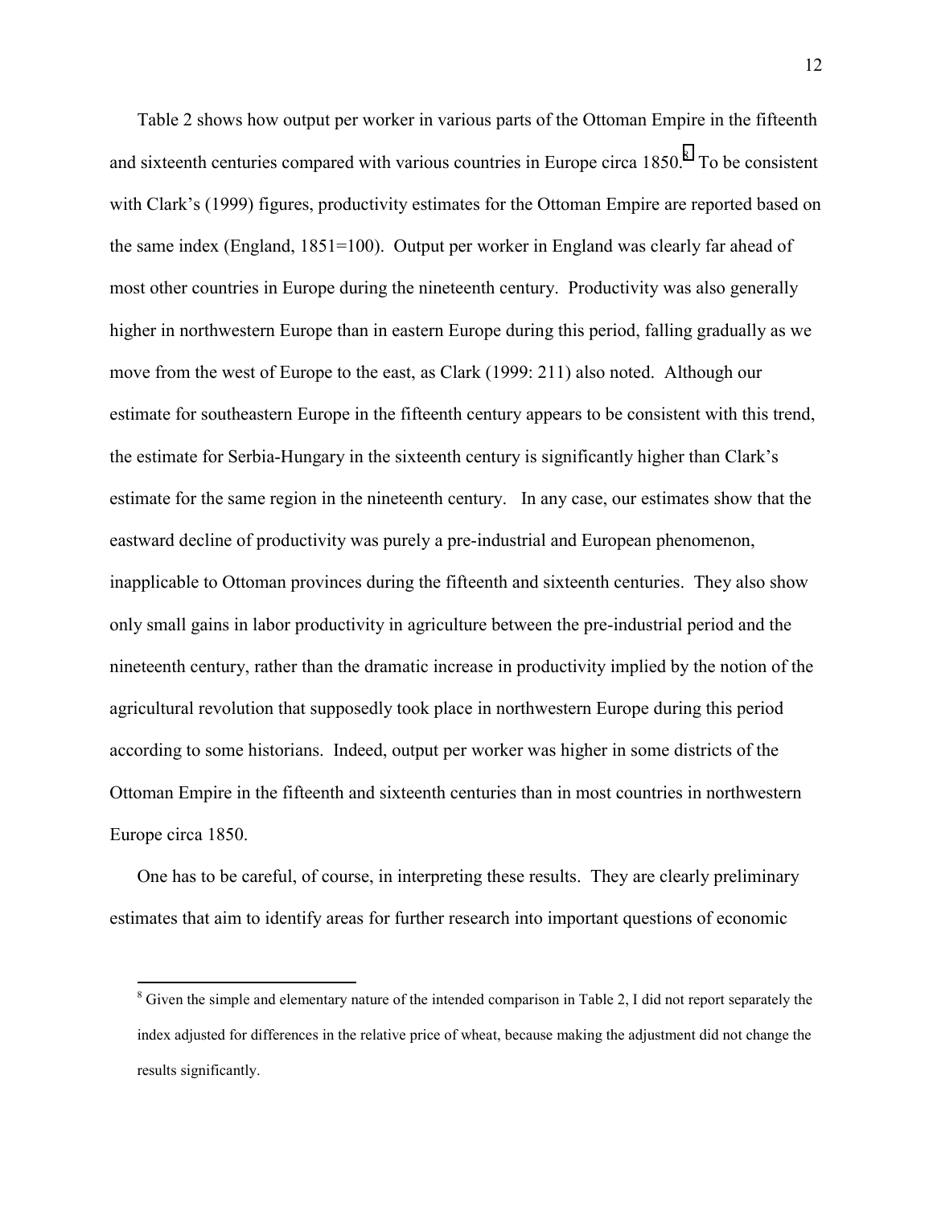Table 2 shows how output per worker in various parts of the Ottoman Empire in the fifteenth and sixteenth centuries compared with various countries in Europe circa 1850.[8] To be consistent with Clark's (1999) figures, productivity estimates for the Ottoman Empire are reported based on the same index (England, 1851=100). Output per worker in England was clearly far ahead of most other countries in Europe during the nineteenth century. Productivity was also generally higher in northwestern Europe than in eastern Europe during this period, falling gradually as we move from the west of Europe to the east, as Clark (1999: 211) also noted. Although our estimate for southeastern Europe in the fifteenth century appears to be consistent with this trend, the estimate for Serbia-Hungary in the sixteenth century is significantly higher than Clark's estimate for the same region in the nineteenth century. In any case, our estimates show that the eastward decline of productivity was purely a pre-industrial and European phenomenon, inapplicable to Ottoman provinces during the fifteenth and sixteenth centuries. They also show only small gains in labor productivity in agriculture between the pre-industrial period and the nineteenth century, rather than the dramatic increase in productivity implied by the notion of the agricultural revolution that supposedly took place in northwestern Europe during this period according to some historians. Indeed, output per worker was higher in some districts of the Ottoman Empire in the fifteenth and sixteenth centuries than in most countries in northwestern Europe circa 1850.

One has to be careful, of course, in interpreting these results. They are clearly preliminary estimates that aim to identify areas for further research into important questions of economic

[8] Given the simple and elementary nature of the intended comparison in Table 2, I did not report separately the index adjusted for differences in the relative price of wheat, because making the adjustment did not change the results significantly.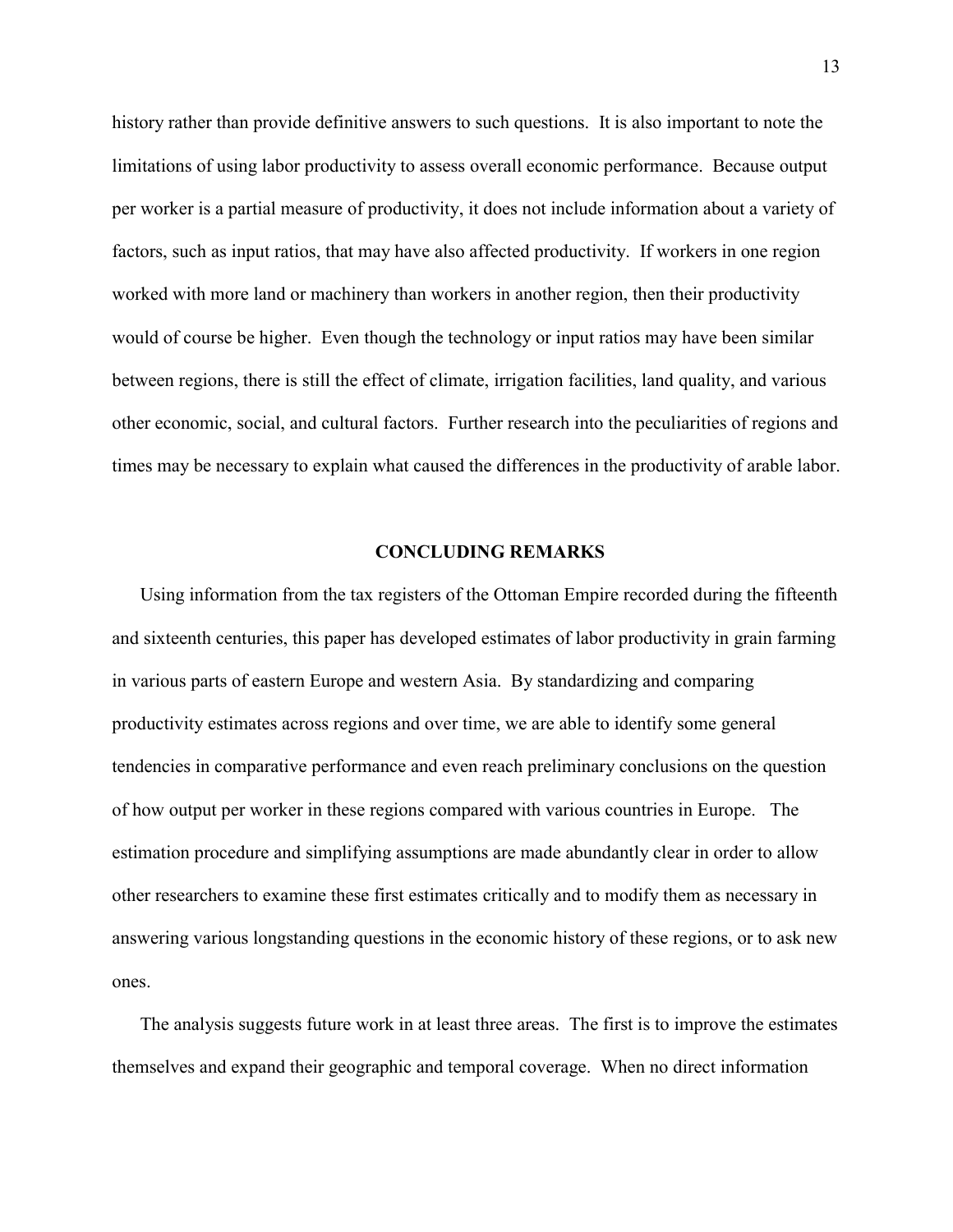history rather than provide definitive answers to such questions. It is also important to note the limitations of using labor productivity to assess overall economic performance. Because output per worker is a partial measure of productivity, it does not include information about a variety of factors, such as input ratios, that may have also affected productivity. If workers in one region worked with more land or machinery than workers in another region, then their productivity would of course be higher. Even though the technology or input ratios may have been similar between regions, there is still the effect of climate, irrigation facilities, land quality, and various other economic, social, and cultural factors. Further research into the peculiarities of regions and times may be necessary to explain what caused the differences in the productivity of arable labor.

## CONCLUDING REMARKS

Using information from the tax registers of the Ottoman Empire recorded during the fifteenth and sixteenth centuries, this paper has developed estimates of labor productivity in grain farming in various parts of eastern Europe and western Asia. By standardizing and comparing productivity estimates across regions and over time, we are able to identify some general tendencies in comparative performance and even reach preliminary conclusions on the question of how output per worker in these regions compared with various countries in Europe. The estimation procedure and simplifying assumptions are made abundantly clear in order to allow other researchers to examine these first estimates critically and to modify them as necessary in answering various longstanding questions in the economic history of these regions, or to ask new ones.

The analysis suggests future work in at least three areas. The first is to improve the estimates themselves and expand their geographic and temporal coverage. When no direct information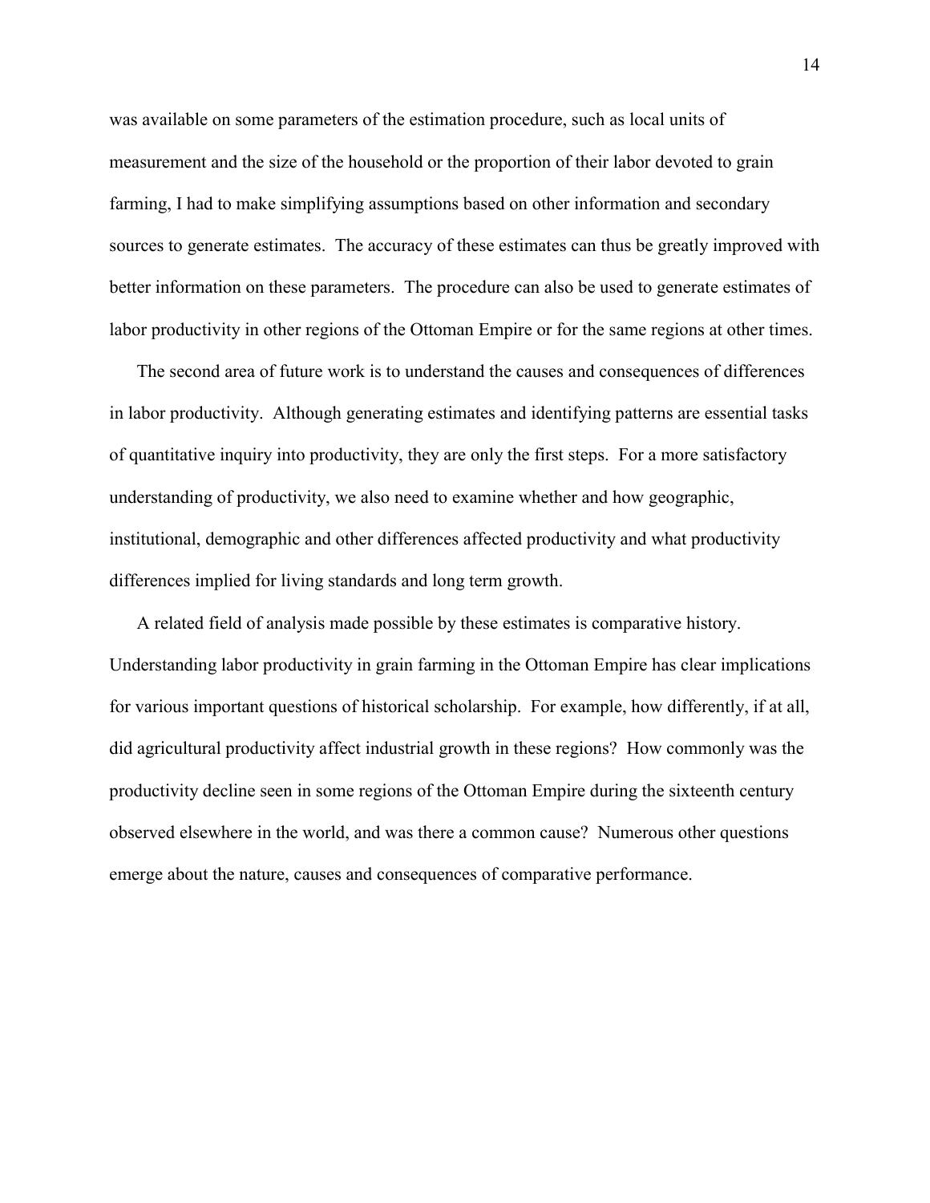was available on some parameters of the estimation procedure, such as local units of measurement and the size of the household or the proportion of their labor devoted to grain farming, I had to make simplifying assumptions based on other information and secondary sources to generate estimates. The accuracy of these estimates can thus be greatly improved with better information on these parameters. The procedure can also be used to generate estimates of labor productivity in other regions of the Ottoman Empire or for the same regions at other times.

The second area of future work is to understand the causes and consequences of differences in labor productivity. Although generating estimates and identifying patterns are essential tasks of quantitative inquiry into productivity, they are only the first steps. For a more satisfactory understanding of productivity, we also need to examine whether and how geographic, institutional, demographic and other differences affected productivity and what productivity differences implied for living standards and long term growth.

A related field of analysis made possible by these estimates is comparative history. Understanding labor productivity in grain farming in the Ottoman Empire has clear implications for various important questions of historical scholarship. For example, how differently, if at all, did agricultural productivity affect industrial growth in these regions? How commonly was the productivity decline seen in some regions of the Ottoman Empire during the sixteenth century observed elsewhere in the world, and was there a common cause? Numerous other questions emerge about the nature, causes and consequences of comparative performance.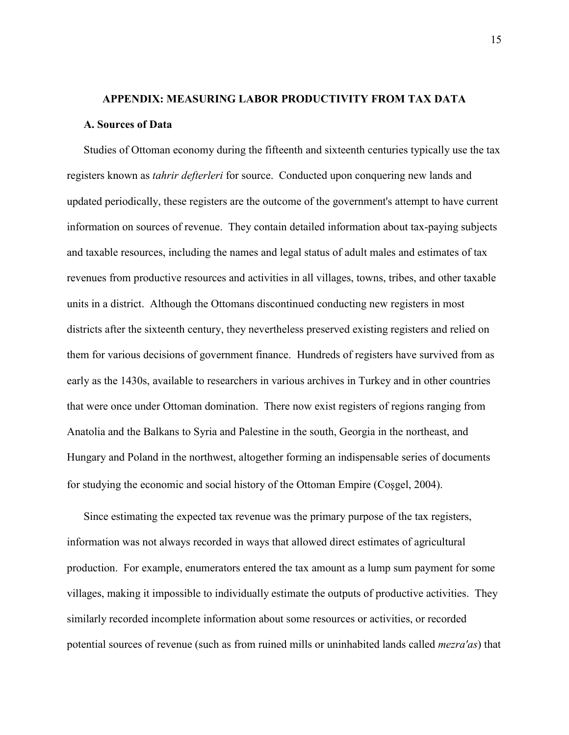## APPENDIX: MEASURING LABOR PRODUCTIVITY FROM TAX DATA

### A. Sources of Data

Studies of Ottoman economy during the fifteenth and sixteenth centuries typically use the tax registers known as *tahrir defterleri* for source. Conducted upon conquering new lands and updated periodically, these registers are the outcome of the government's attempt to have current information on sources of revenue. They contain detailed information about tax-paying subjects and taxable resources, including the names and legal status of adult males and estimates of tax revenues from productive resources and activities in all villages, towns, tribes, and other taxable units in a district. Although the Ottomans discontinued conducting new registers in most districts after the sixteenth century, they nevertheless preserved existing registers and relied on them for various decisions of government finance. Hundreds of registers have survived from as early as the 1430s, available to researchers in various archives in Turkey and in other countries that were once under Ottoman domination. There now exist registers of regions ranging from Anatolia and the Balkans to Syria and Palestine in the south, Georgia in the northeast, and Hungary and Poland in the northwest, altogether forming an indispensable series of documents for studying the economic and social history of the Ottoman Empire (Coşgel, 2004).

Since estimating the expected tax revenue was the primary purpose of the tax registers, information was not always recorded in ways that allowed direct estimates of agricultural production. For example, enumerators entered the tax amount as a lump sum payment for some villages, making it impossible to individually estimate the outputs of productive activities. They similarly recorded incomplete information about some resources or activities, or recorded potential sources of revenue (such as from ruined mills or uninhabited lands called *mezra'as*) that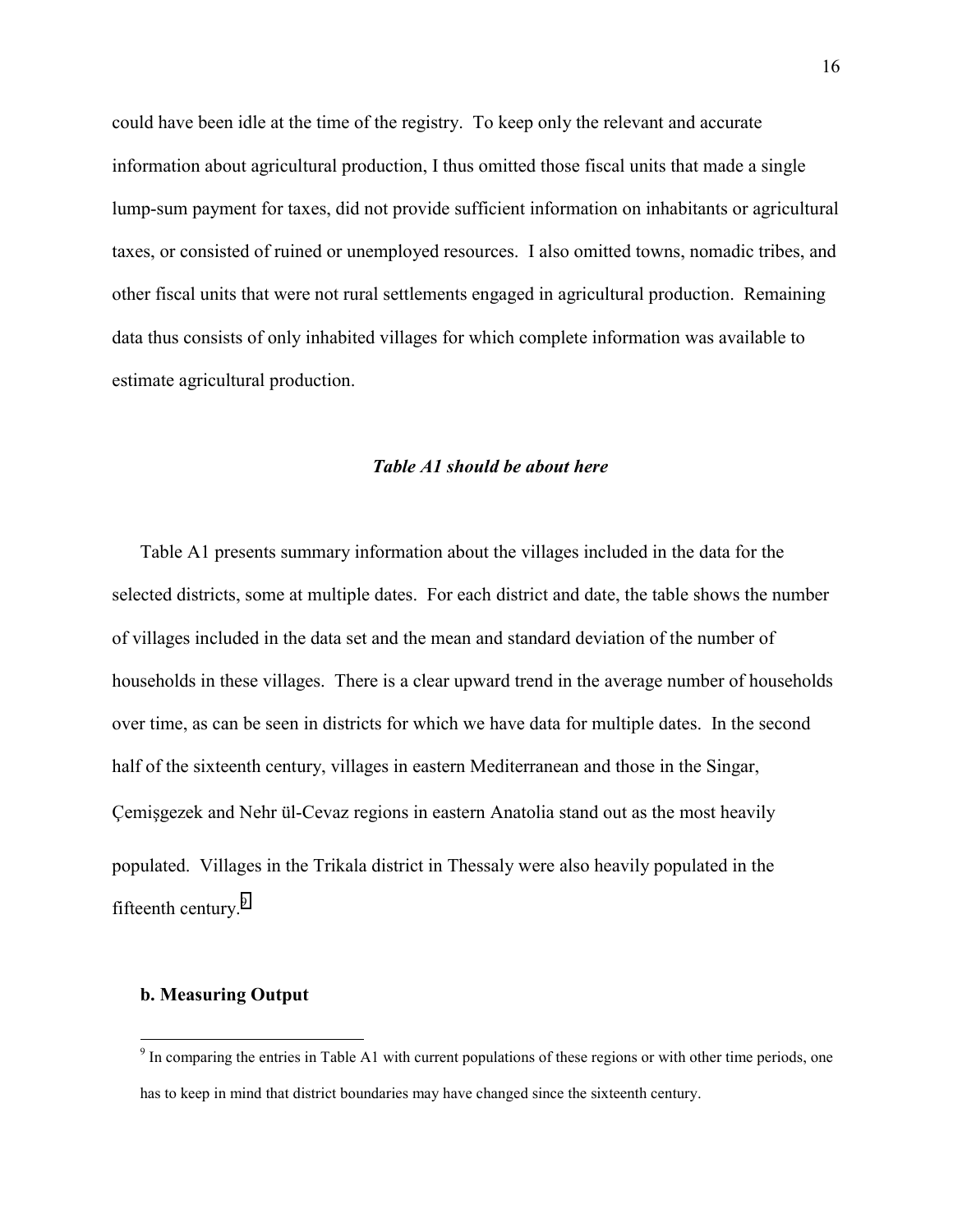could have been idle at the time of the registry. To keep only the relevant and accurate information about agricultural production, I thus omitted those fiscal units that made a single lump-sum payment for taxes, did not provide sufficient information on inhabitants or agricultural taxes, or consisted of ruined or unemployed resources. I also omitted towns, nomadic tribes, and other fiscal units that were not rural settlements engaged in agricultural production. Remaining data thus consists of only inhabited villages for which complete information was available to estimate agricultural production.

***Table A1 should be about here***

Table A1 presents summary information about the villages included in the data for the selected districts, some at multiple dates. For each district and date, the table shows the number of villages included in the data set and the mean and standard deviation of the number of households in these villages. There is a clear upward trend in the average number of households over time, as can be seen in districts for which we have data for multiple dates. In the second half of the sixteenth century, villages in eastern Mediterranean and those in the Singar, Çemişgezek and Nehr ül-Cevaz regions in eastern Anatolia stand out as the most heavily populated. Villages in the Trikala district in Thessaly were also heavily populated in the fifteenth century.[9]

**b. Measuring Output**

[9] In comparing the entries in Table A1 with current populations of these regions or with other time periods, one has to keep in mind that district boundaries may have changed since the sixteenth century.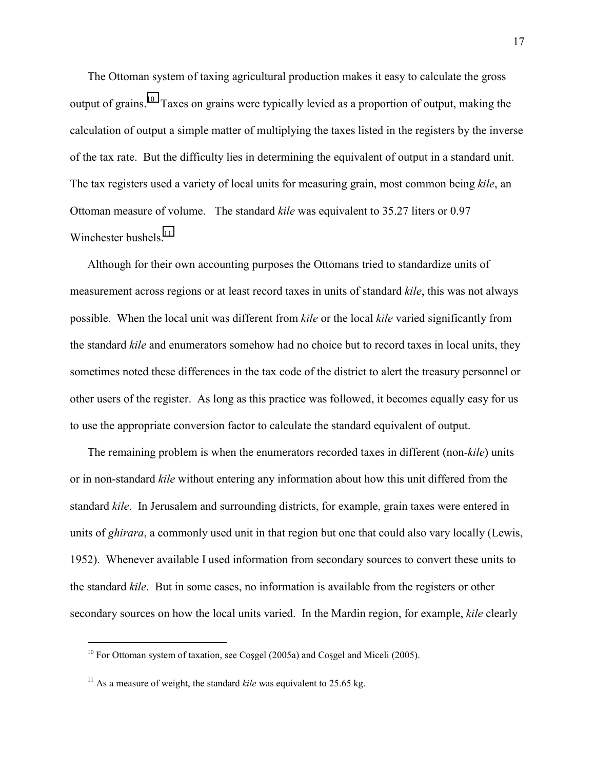The Ottoman system of taxing agricultural production makes it easy to calculate the gross output of grains.[10] Taxes on grains were typically levied as a proportion of output, making the calculation of output a simple matter of multiplying the taxes listed in the registers by the inverse of the tax rate. But the difficulty lies in determining the equivalent of output in a standard unit. The tax registers used a variety of local units for measuring grain, most common being *kile*, an Ottoman measure of volume. The standard *kile* was equivalent to 35.27 liters or 0.97 Winchester bushels.[11]

Although for their own accounting purposes the Ottomans tried to standardize units of measurement across regions or at least record taxes in units of standard *kile*, this was not always possible. When the local unit was different from *kile* or the local *kile* varied significantly from the standard *kile* and enumerators somehow had no choice but to record taxes in local units, they sometimes noted these differences in the tax code of the district to alert the treasury personnel or other users of the register. As long as this practice was followed, it becomes equally easy for us to use the appropriate conversion factor to calculate the standard equivalent of output.

The remaining problem is when the enumerators recorded taxes in different (non-*kile*) units or in non-standard *kile* without entering any information about how this unit differed from the standard *kile*. In Jerusalem and surrounding districts, for example, grain taxes were entered in units of *ghirara*, a commonly used unit in that region but one that could also vary locally (Lewis, 1952). Whenever available I used information from secondary sources to convert these units to the standard *kile*. But in some cases, no information is available from the registers or other secondary sources on how the local units varied. In the Mardin region, for example, *kile* clearly

---

[10] For Ottoman system of taxation, see Coşgel (2005a) and Coşgel and Miceli (2005).

[11] As a measure of weight, the standard *kile* was equivalent to 25.65 kg.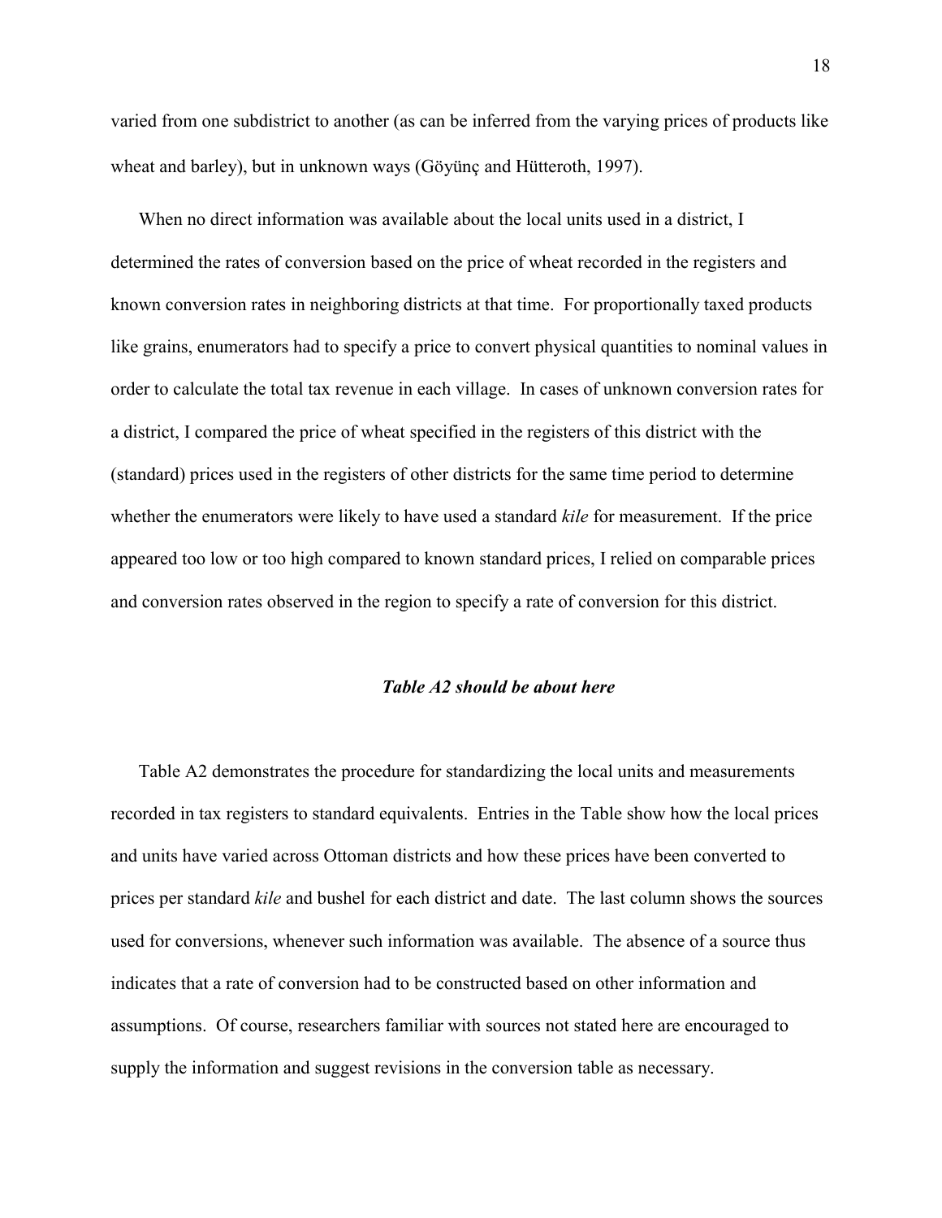varied from one subdistrict to another (as can be inferred from the varying prices of products like wheat and barley), but in unknown ways (Göyünç and Hütteroth, 1997).

When no direct information was available about the local units used in a district, I determined the rates of conversion based on the price of wheat recorded in the registers and known conversion rates in neighboring districts at that time. For proportionally taxed products like grains, enumerators had to specify a price to convert physical quantities to nominal values in order to calculate the total tax revenue in each village. In cases of unknown conversion rates for a district, I compared the price of wheat specified in the registers of this district with the (standard) prices used in the registers of other districts for the same time period to determine whether the enumerators were likely to have used a standard *kile* for measurement. If the price appeared too low or too high compared to known standard prices, I relied on comparable prices and conversion rates observed in the region to specify a rate of conversion for this district.

***Table A2 should be about here***

Table A2 demonstrates the procedure for standardizing the local units and measurements recorded in tax registers to standard equivalents. Entries in the Table show how the local prices and units have varied across Ottoman districts and how these prices have been converted to prices per standard *kile* and bushel for each district and date. The last column shows the sources used for conversions, whenever such information was available. The absence of a source thus indicates that a rate of conversion had to be constructed based on other information and assumptions. Of course, researchers familiar with sources not stated here are encouraged to supply the information and suggest revisions in the conversion table as necessary.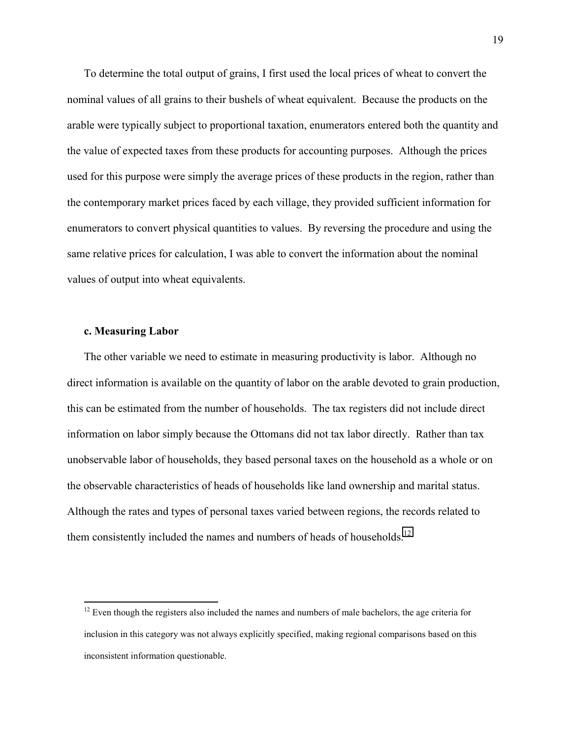To determine the total output of grains, I first used the local prices of wheat to convert the nominal values of all grains to their bushels of wheat equivalent. Because the products on the arable were typically subject to proportional taxation, enumerators entered both the quantity and the value of expected taxes from these products for accounting purposes. Although the prices used for this purpose were simply the average prices of these products in the region, rather than the contemporary market prices faced by each village, they provided sufficient information for enumerators to convert physical quantities to values. By reversing the procedure and using the same relative prices for calculation, I was able to convert the information about the nominal values of output into wheat equivalents.

### c. Measuring Labor

The other variable we need to estimate in measuring productivity is labor. Although no direct information is available on the quantity of labor on the arable devoted to grain production, this can be estimated from the number of households. The tax registers did not include direct information on labor simply because the Ottomans did not tax labor directly. Rather than tax unobservable labor of households, they based personal taxes on the household as a whole or on the observable characteristics of heads of households like land ownership and marital status. Although the rates and types of personal taxes varied between regions, the records related to them consistently included the names and numbers of heads of households.[12]

---

[12] Even though the registers also included the names and numbers of male bachelors, the age criteria for inclusion in this category was not always explicitly specified, making regional comparisons based on this inconsistent information questionable.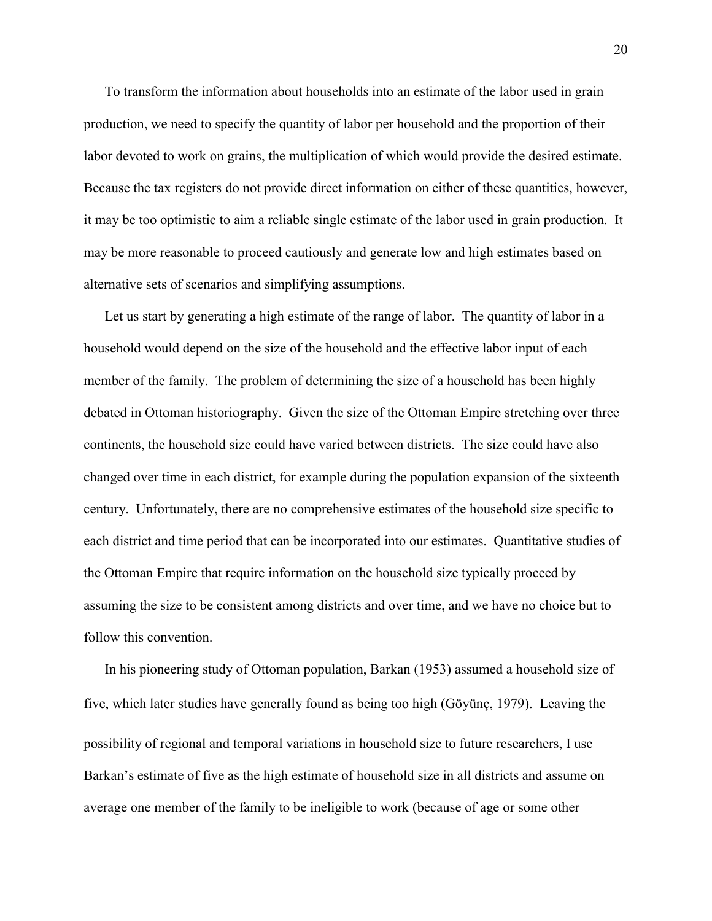To transform the information about households into an estimate of the labor used in grain production, we need to specify the quantity of labor per household and the proportion of their labor devoted to work on grains, the multiplication of which would provide the desired estimate. Because the tax registers do not provide direct information on either of these quantities, however, it may be too optimistic to aim a reliable single estimate of the labor used in grain production. It may be more reasonable to proceed cautiously and generate low and high estimates based on alternative sets of scenarios and simplifying assumptions.

Let us start by generating a high estimate of the range of labor. The quantity of labor in a household would depend on the size of the household and the effective labor input of each member of the family. The problem of determining the size of a household has been highly debated in Ottoman historiography. Given the size of the Ottoman Empire stretching over three continents, the household size could have varied between districts. The size could have also changed over time in each district, for example during the population expansion of the sixteenth century. Unfortunately, there are no comprehensive estimates of the household size specific to each district and time period that can be incorporated into our estimates. Quantitative studies of the Ottoman Empire that require information on the household size typically proceed by assuming the size to be consistent among districts and over time, and we have no choice but to follow this convention.

In his pioneering study of Ottoman population, Barkan (1953) assumed a household size of five, which later studies have generally found as being too high (Göyünç, 1979). Leaving the possibility of regional and temporal variations in household size to future researchers, I use Barkan's estimate of five as the high estimate of household size in all districts and assume on average one member of the family to be ineligible to work (because of age or some other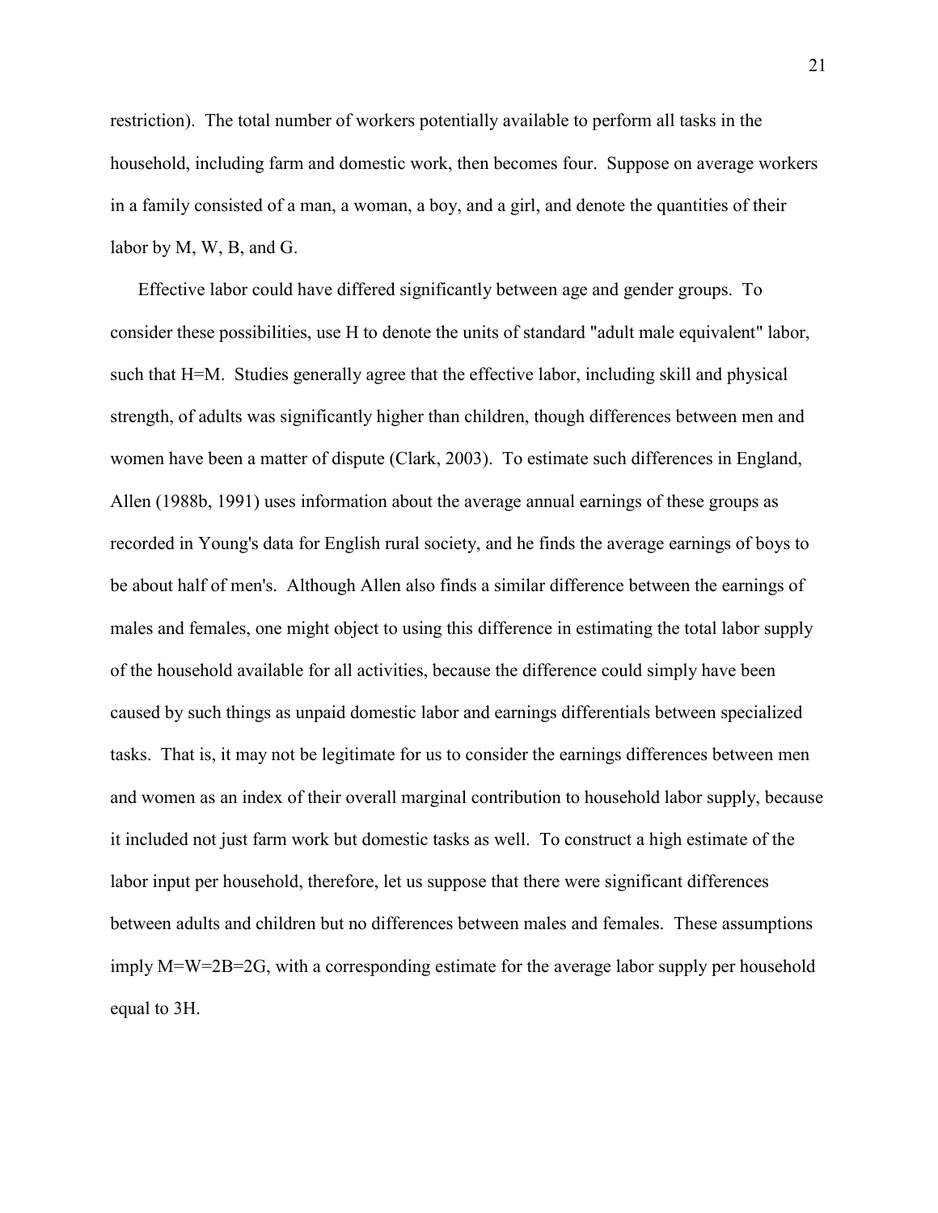restriction). The total number of workers potentially available to perform all tasks in the household, including farm and domestic work, then becomes four. Suppose on average workers in a family consisted of a man, a woman, a boy, and a girl, and denote the quantities of their labor by M, W, B, and G.

Effective labor could have differed significantly between age and gender groups. To consider these possibilities, use H to denote the units of standard "adult male equivalent" labor, such that H=M. Studies generally agree that the effective labor, including skill and physical strength, of adults was significantly higher than children, though differences between men and women have been a matter of dispute (Clark, 2003). To estimate such differences in England, Allen (1988b, 1991) uses information about the average annual earnings of these groups as recorded in Young's data for English rural society, and he finds the average earnings of boys to be about half of men's. Although Allen also finds a similar difference between the earnings of males and females, one might object to using this difference in estimating the total labor supply of the household available for all activities, because the difference could simply have been caused by such things as unpaid domestic labor and earnings differentials between specialized tasks. That is, it may not be legitimate for us to consider the earnings differences between men and women as an index of their overall marginal contribution to household labor supply, because it included not just farm work but domestic tasks as well. To construct a high estimate of the labor input per household, therefore, let us suppose that there were significant differences between adults and children but no differences between males and females. These assumptions imply M=W=2B=2G, with a corresponding estimate for the average labor supply per household equal to 3H.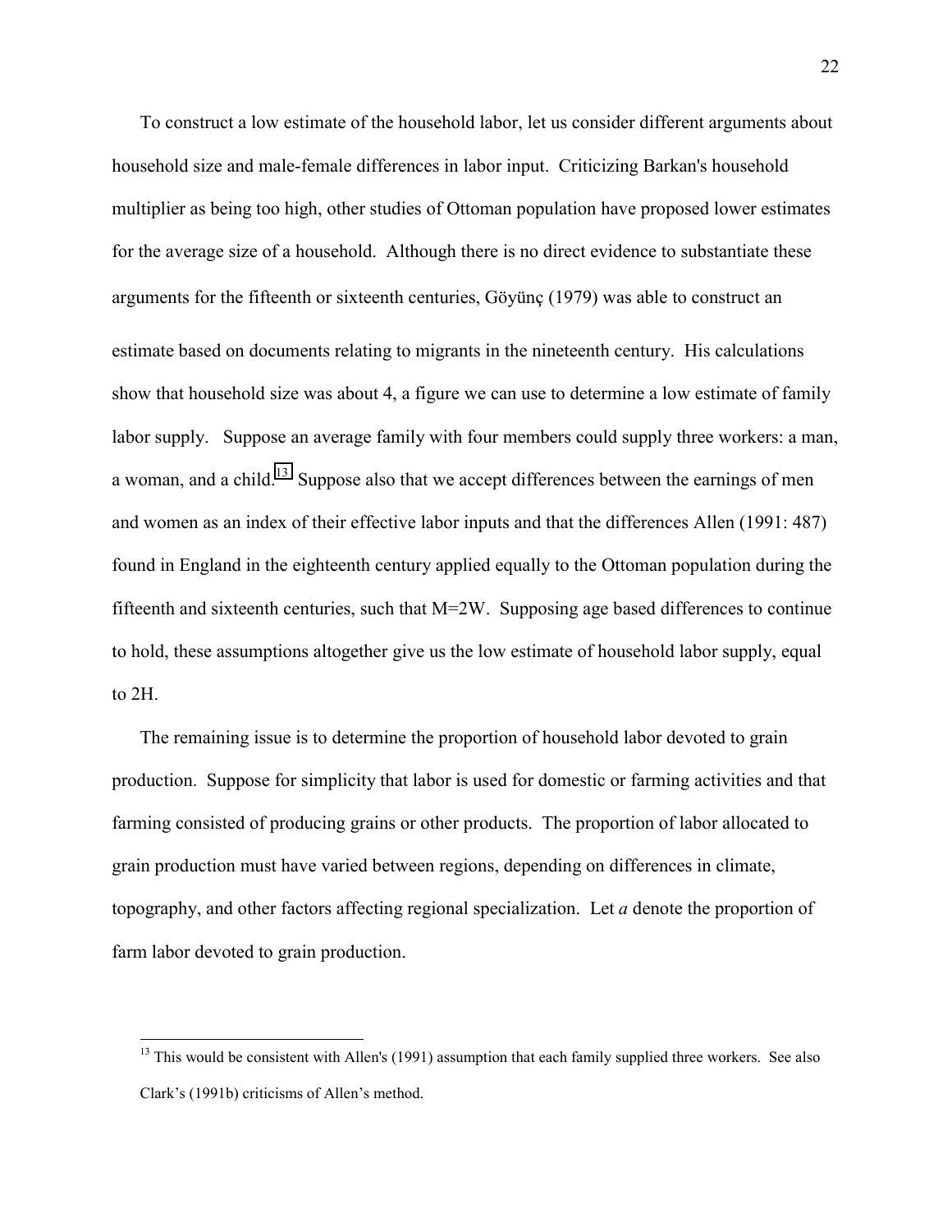To construct a low estimate of the household labor, let us consider different arguments about household size and male-female differences in labor input. Criticizing Barkan's household multiplier as being too high, other studies of Ottoman population have proposed lower estimates for the average size of a household. Although there is no direct evidence to substantiate these arguments for the fifteenth or sixteenth centuries, Göyünç (1979) was able to construct an estimate based on documents relating to migrants in the nineteenth century. His calculations show that household size was about 4, a figure we can use to determine a low estimate of family labor supply. Suppose an average family with four members could supply three workers: a man, a woman, and a child.[13] Suppose also that we accept differences between the earnings of men and women as an index of their effective labor inputs and that the differences Allen (1991: 487) found in England in the eighteenth century applied equally to the Ottoman population during the fifteenth and sixteenth centuries, such that M=2W. Supposing age based differences to continue to hold, these assumptions altogether give us the low estimate of household labor supply, equal to 2H.

The remaining issue is to determine the proportion of household labor devoted to grain production. Suppose for simplicity that labor is used for domestic or farming activities and that farming consisted of producing grains or other products. The proportion of labor allocated to grain production must have varied between regions, depending on differences in climate, topography, and other factors affecting regional specialization. Let *a* denote the proportion of farm labor devoted to grain production.

[13] This would be consistent with Allen's (1991) assumption that each family supplied three workers. See also Clark's (1991b) criticisms of Allen's method.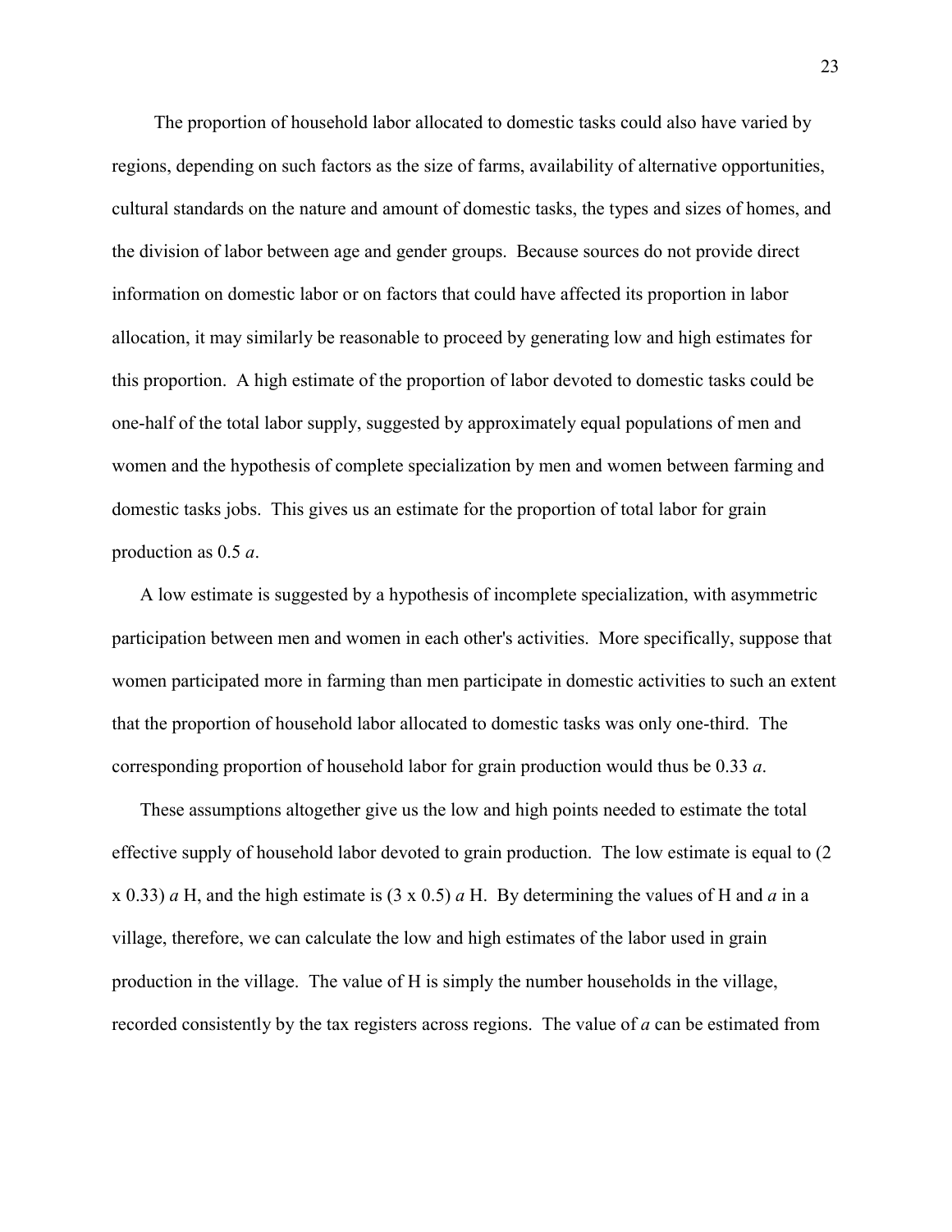The proportion of household labor allocated to domestic tasks could also have varied by regions, depending on such factors as the size of farms, availability of alternative opportunities, cultural standards on the nature and amount of domestic tasks, the types and sizes of homes, and the division of labor between age and gender groups. Because sources do not provide direct information on domestic labor or on factors that could have affected its proportion in labor allocation, it may similarly be reasonable to proceed by generating low and high estimates for this proportion. A high estimate of the proportion of labor devoted to domestic tasks could be one-half of the total labor supply, suggested by approximately equal populations of men and women and the hypothesis of complete specialization by men and women between farming and domestic tasks jobs. This gives us an estimate for the proportion of total labor for grain production as 0.5 $a$.

A low estimate is suggested by a hypothesis of incomplete specialization, with asymmetric participation between men and women in each other's activities. More specifically, suppose that women participated more in farming than men participate in domestic activities to such an extent that the proportion of household labor allocated to domestic tasks was only one-third. The corresponding proportion of household labor for grain production would thus be 0.33 $a$.

These assumptions altogether give us the low and high points needed to estimate the total effective supply of household labor devoted to grain production. The low estimate is equal to $(2 \times 0.33)\, a\, H$, and the high estimate is $(3 \times 0.5)\, a\, H$. By determining the values of H and $a$ in a village, therefore, we can calculate the low and high estimates of the labor used in grain production in the village. The value of H is simply the number households in the village, recorded consistently by the tax registers across regions. The value of $a$ can be estimated from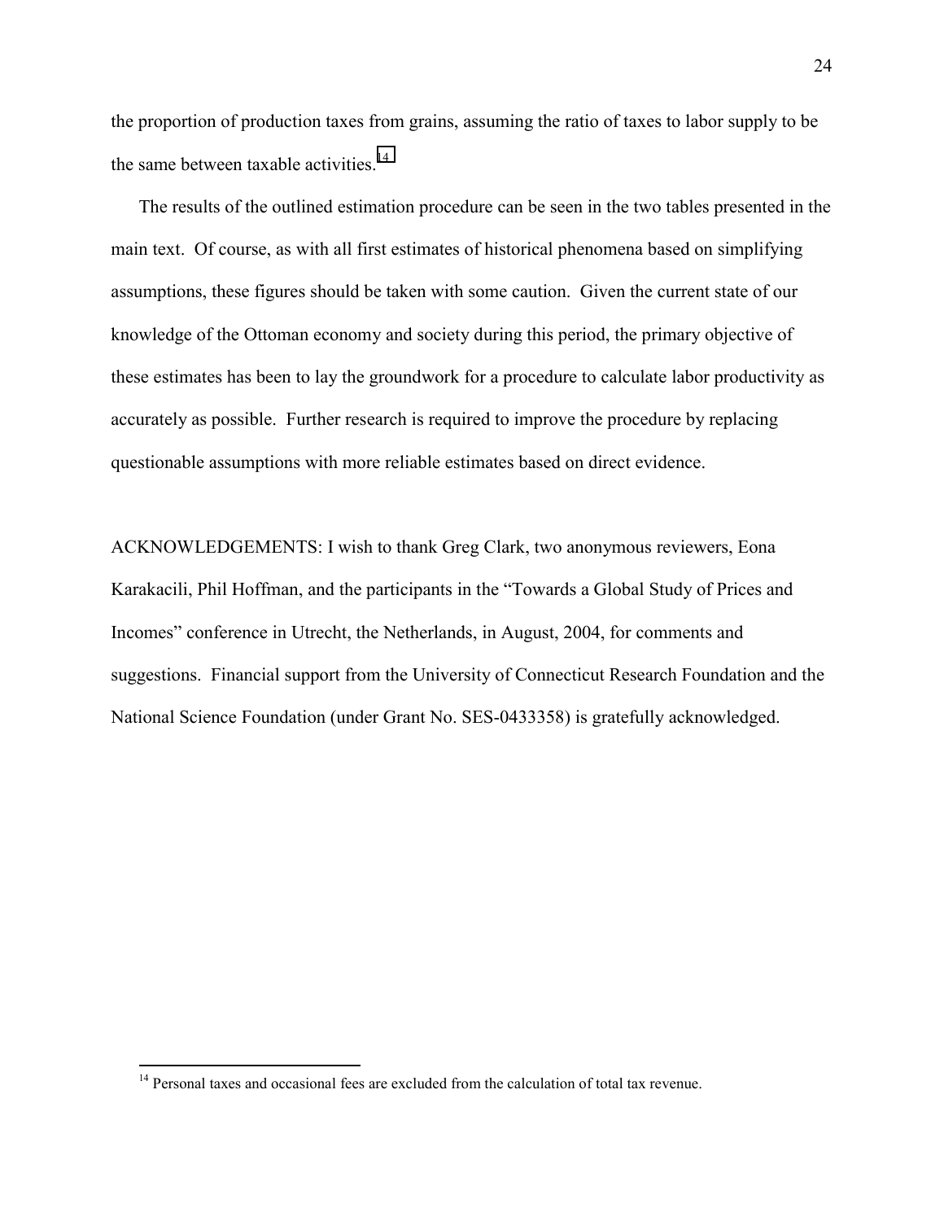the proportion of production taxes from grains, assuming the ratio of taxes to labor supply to be the same between taxable activities.[14]

The results of the outlined estimation procedure can be seen in the two tables presented in the main text. Of course, as with all first estimates of historical phenomena based on simplifying assumptions, these figures should be taken with some caution. Given the current state of our knowledge of the Ottoman economy and society during this period, the primary objective of these estimates has been to lay the groundwork for a procedure to calculate labor productivity as accurately as possible. Further research is required to improve the procedure by replacing questionable assumptions with more reliable estimates based on direct evidence.

ACKNOWLEDGEMENTS: I wish to thank Greg Clark, two anonymous reviewers, Eona Karakacili, Phil Hoffman, and the participants in the "Towards a Global Study of Prices and Incomes" conference in Utrecht, the Netherlands, in August, 2004, for comments and suggestions. Financial support from the University of Connecticut Research Foundation and the National Science Foundation (under Grant No. SES-0433358) is gratefully acknowledged.

[14] Personal taxes and occasional fees are excluded from the calculation of total tax revenue.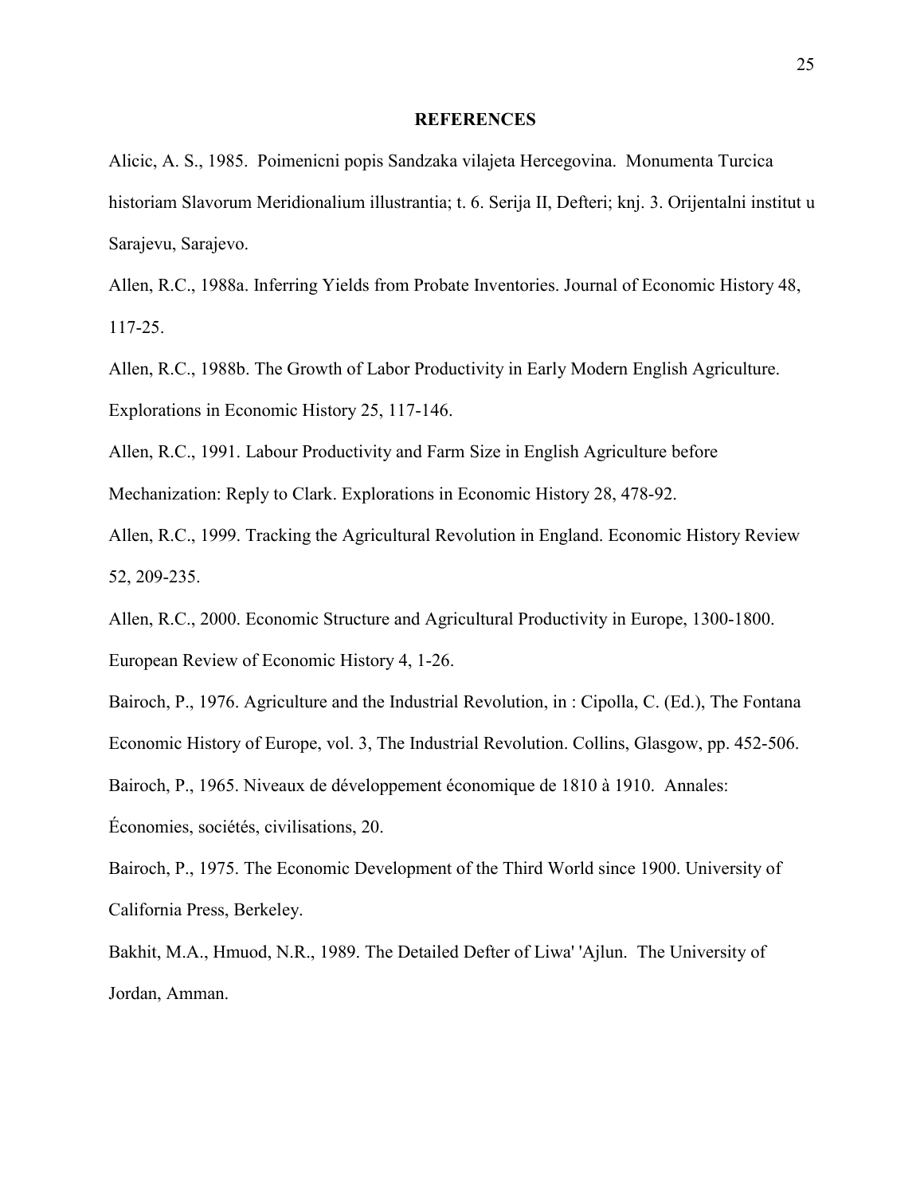## REFERENCES

Alicic, A. S., 1985. Poimenicni popis Sandzaka vilajeta Hercegovina. Monumenta Turcica historiam Slavorum Meridionalium illustrantia; t. 6. Serija II, Defteri; knj. 3. Orijentalni institut u Sarajevu, Sarajevo.

Allen, R.C., 1988a. Inferring Yields from Probate Inventories. Journal of Economic History 48, 117-25.

Allen, R.C., 1988b. The Growth of Labor Productivity in Early Modern English Agriculture. Explorations in Economic History 25, 117-146.

Allen, R.C., 1991. Labour Productivity and Farm Size in English Agriculture before Mechanization: Reply to Clark. Explorations in Economic History 28, 478-92.

Allen, R.C., 1999. Tracking the Agricultural Revolution in England. Economic History Review 52, 209-235.

Allen, R.C., 2000. Economic Structure and Agricultural Productivity in Europe, 1300-1800. European Review of Economic History 4, 1-26.

Bairoch, P., 1976. Agriculture and the Industrial Revolution, in : Cipolla, C. (Ed.), The Fontana Economic History of Europe, vol. 3, The Industrial Revolution. Collins, Glasgow, pp. 452-506.

Bairoch, P., 1965. Niveaux de développement économique de 1810 à 1910. Annales: Économies, sociétés, civilisations, 20.

Bairoch, P., 1975. The Economic Development of the Third World since 1900. University of California Press, Berkeley.

Bakhit, M.A., Hmuod, N.R., 1989. The Detailed Defter of Liwa' 'Ajlun. The University of Jordan, Amman.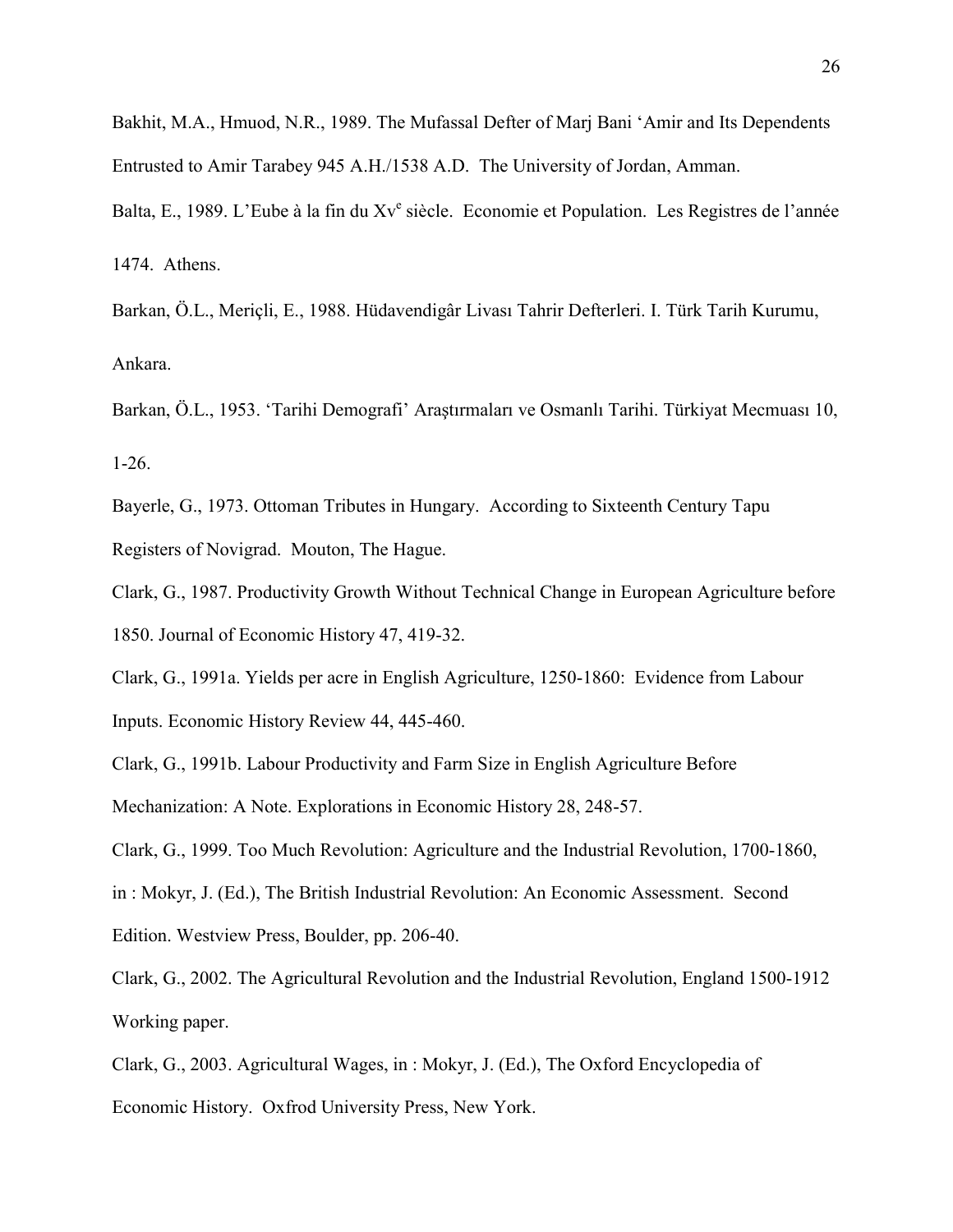Bakhit, M.A., Hmuod, N.R., 1989. The Mufassal Defter of Marj Bani 'Amir and Its Dependents Entrusted to Amir Tarabey 945 A.H./1538 A.D. The University of Jordan, Amman.

Balta, E., 1989. L'Eube à la fin du Xv[e] siècle. Economie et Population. Les Registres de l'année 1474. Athens.

Barkan, Ö.L., Meriçli, E., 1988. Hüdavendigâr Livası Tahrir Defterleri. I. Türk Tarih Kurumu, Ankara.

Barkan, Ö.L., 1953. 'Tarihi Demografi' Araştırmaları ve Osmanlı Tarihi. Türkiyat Mecmuası 10, 1-26.

Bayerle, G., 1973. Ottoman Tributes in Hungary. According to Sixteenth Century Tapu Registers of Novigrad. Mouton, The Hague.

Clark, G., 1987. Productivity Growth Without Technical Change in European Agriculture before 1850. Journal of Economic History 47, 419-32.

Clark, G., 1991a. Yields per acre in English Agriculture, 1250-1860: Evidence from Labour Inputs. Economic History Review 44, 445-460.

Clark, G., 1991b. Labour Productivity and Farm Size in English Agriculture Before Mechanization: A Note. Explorations in Economic History 28, 248-57.

Clark, G., 1999. Too Much Revolution: Agriculture and the Industrial Revolution, 1700-1860, in : Mokyr, J. (Ed.), The British Industrial Revolution: An Economic Assessment. Second Edition. Westview Press, Boulder, pp. 206-40.

Clark, G., 2002. The Agricultural Revolution and the Industrial Revolution, England 1500-1912 Working paper.

Clark, G., 2003. Agricultural Wages, in : Mokyr, J. (Ed.), The Oxford Encyclopedia of Economic History. Oxfrod University Press, New York.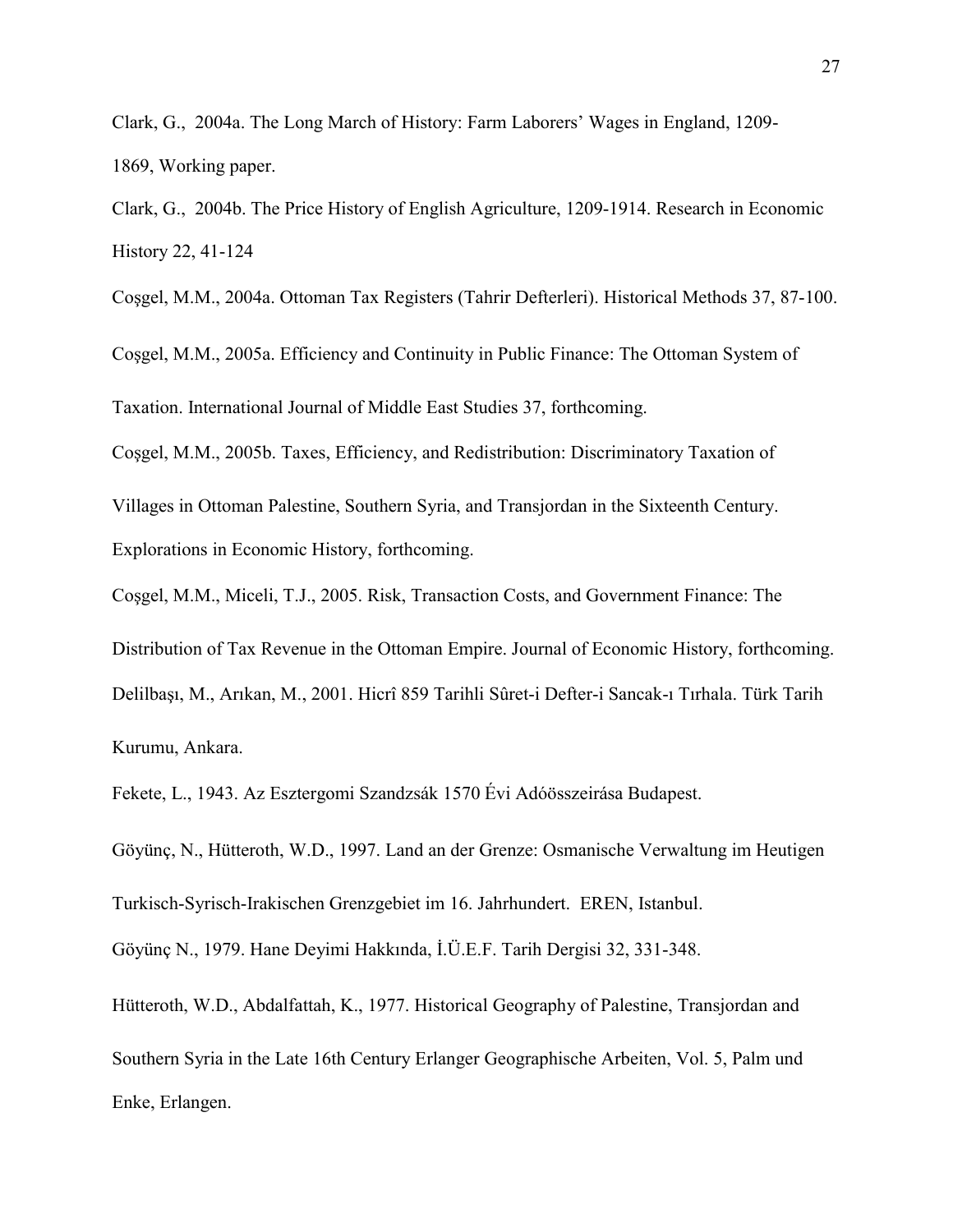Clark, G., 2004a. The Long March of History: Farm Laborers' Wages in England, 1209-1869, Working paper.

Clark, G., 2004b. The Price History of English Agriculture, 1209-1914. Research in Economic History 22, 41-124

Coşgel, M.M., 2004a. Ottoman Tax Registers (Tahrir Defterleri). Historical Methods 37, 87-100.

Coşgel, M.M., 2005a. Efficiency and Continuity in Public Finance: The Ottoman System of Taxation. International Journal of Middle East Studies 37, forthcoming.

Coşgel, M.M., 2005b. Taxes, Efficiency, and Redistribution: Discriminatory Taxation of Villages in Ottoman Palestine, Southern Syria, and Transjordan in the Sixteenth Century. Explorations in Economic History, forthcoming.

Coşgel, M.M., Miceli, T.J., 2005. Risk, Transaction Costs, and Government Finance: The Distribution of Tax Revenue in the Ottoman Empire. Journal of Economic History, forthcoming.

Delilbaşı, M., Arıkan, M., 2001. Hicrî 859 Tarihli Sûret-i Defter-i Sancak-ı Tırhala. Türk Tarih Kurumu, Ankara.

Fekete, L., 1943. Az Esztergomi Szandzsák 1570 Évi Adóösszeirása Budapest.

Göyünç, N., Hütteroth, W.D., 1997. Land an der Grenze: Osmanische Verwaltung im Heutigen Turkisch-Syrisch-Irakischen Grenzgebiet im 16. Jahrhundert. EREN, Istanbul.

Göyünç N., 1979. Hane Deyimi Hakkında, İ.Ü.E.F. Tarih Dergisi 32, 331-348.

Hütteroth, W.D., Abdalfattah, K., 1977. Historical Geography of Palestine, Transjordan and Southern Syria in the Late 16th Century Erlanger Geographische Arbeiten, Vol. 5, Palm und Enke, Erlangen.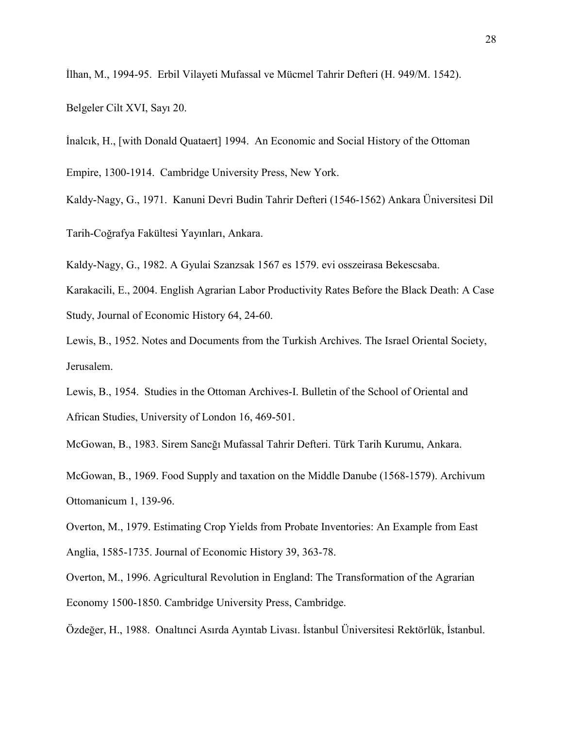İlhan, M., 1994-95. Erbil Vilayeti Mufassal ve Mücmel Tahrir Defteri (H. 949/M. 1542). Belgeler Cilt XVI, Sayı 20.

İnalcık, H., [with Donald Quataert] 1994. An Economic and Social History of the Ottoman Empire, 1300-1914. Cambridge University Press, New York.

Kaldy-Nagy, G., 1971. Kanuni Devri Budin Tahrir Defteri (1546-1562) Ankara Üniversitesi Dil Tarih-Coğrafya Fakültesi Yayınları, Ankara.

Kaldy-Nagy, G., 1982. A Gyulai Szanzsak 1567 es 1579. evi osszeirasa Bekescsaba.

Karakacili, E., 2004. English Agrarian Labor Productivity Rates Before the Black Death: A Case Study, Journal of Economic History 64, 24-60.

Lewis, B., 1952. Notes and Documents from the Turkish Archives. The Israel Oriental Society, Jerusalem.

Lewis, B., 1954. Studies in the Ottoman Archives-I. Bulletin of the School of Oriental and African Studies, University of London 16, 469-501.

McGowan, B., 1983. Sirem Sancğı Mufassal Tahrir Defteri. Türk Tarih Kurumu, Ankara.

McGowan, B., 1969. Food Supply and taxation on the Middle Danube (1568-1579). Archivum Ottomanicum 1, 139-96.

Overton, M., 1979. Estimating Crop Yields from Probate Inventories: An Example from East Anglia, 1585-1735. Journal of Economic History 39, 363-78.

Overton, M., 1996. Agricultural Revolution in England: The Transformation of the Agrarian Economy 1500-1850. Cambridge University Press, Cambridge.

Özdeğer, H., 1988. Onaltıncı Asırda Ayıntab Livası. İstanbul Üniversitesi Rektörlük, İstanbul.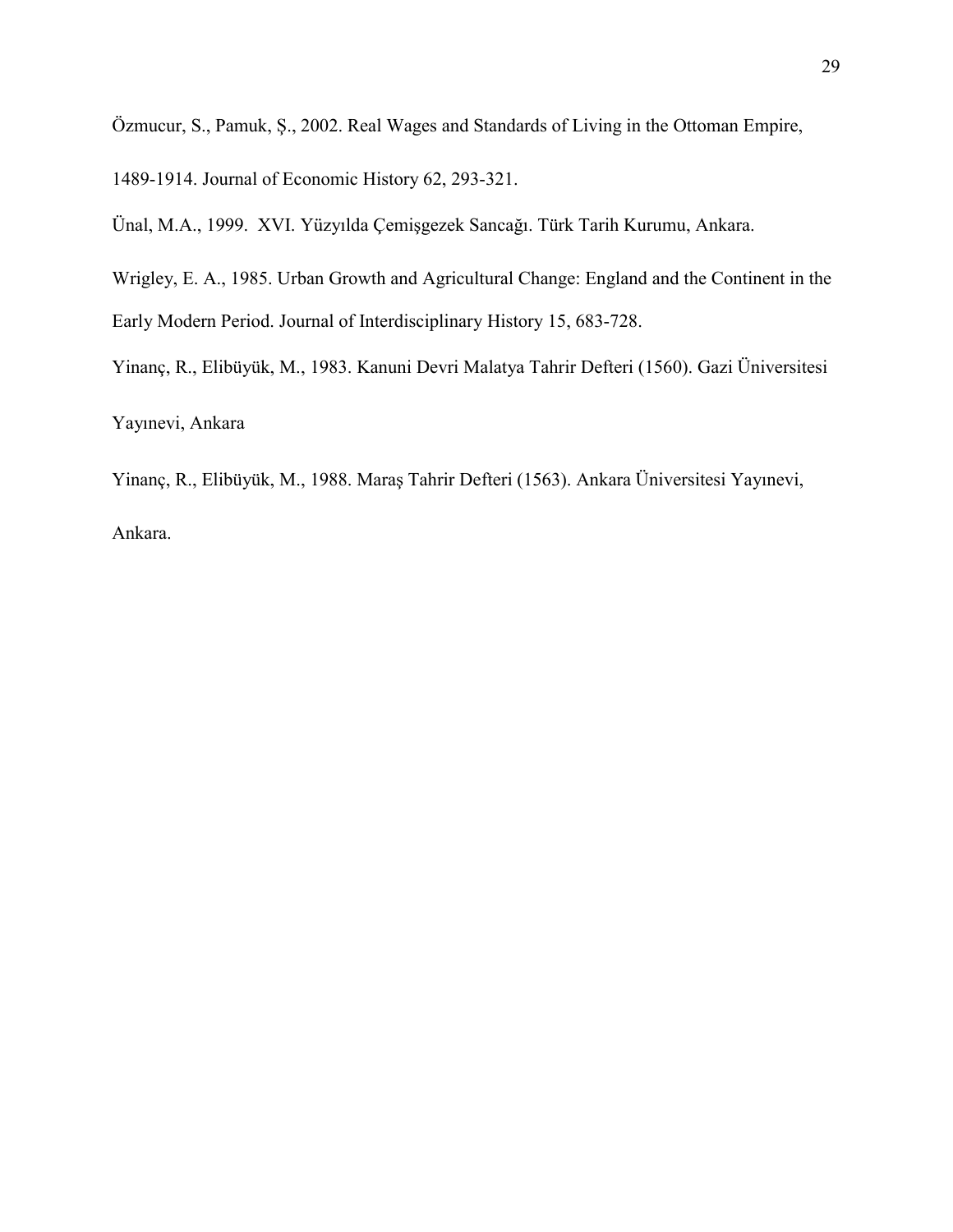Özmucur, S., Pamuk, Ş., 2002. Real Wages and Standards of Living in the Ottoman Empire, 1489-1914. Journal of Economic History 62, 293-321.

Ünal, M.A., 1999. XVI. Yüzyılda Çemişgezek Sancağı. Türk Tarih Kurumu, Ankara.

Wrigley, E. A., 1985. Urban Growth and Agricultural Change: England and the Continent in the Early Modern Period. Journal of Interdisciplinary History 15, 683-728.

Yinanç, R., Elibüyük, M., 1983. Kanuni Devri Malatya Tahrir Defteri (1560). Gazi Üniversitesi Yayınevi, Ankara

Yinanç, R., Elibüyük, M., 1988. Maraş Tahrir Defteri (1563). Ankara Üniversitesi Yayınevi, Ankara.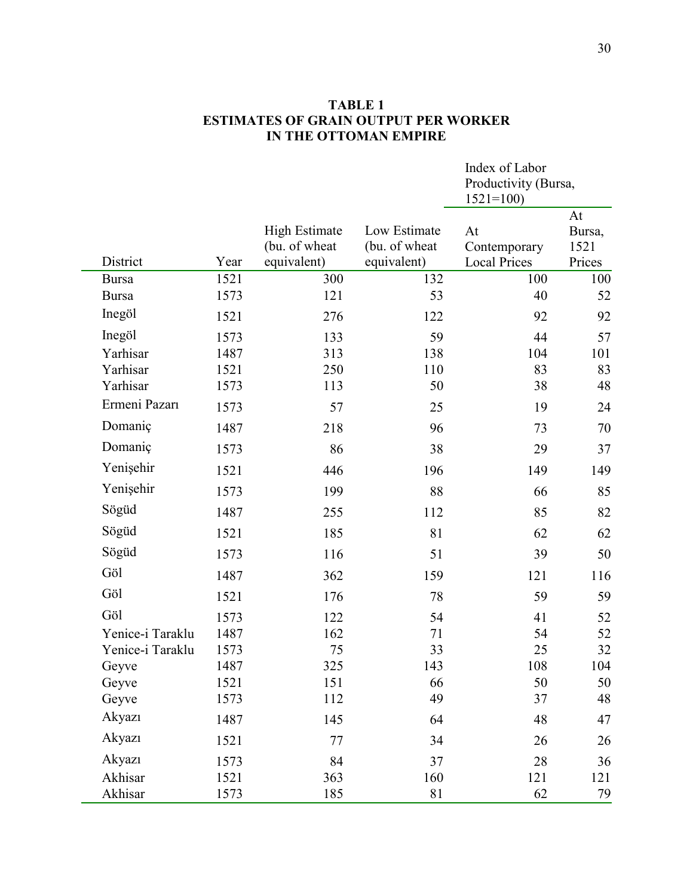**TABLE 1**
**ESTIMATES OF GRAIN OUTPUT PER WORKER IN THE OTTOMAN EMPIRE**

| District | Year | High Estimate (bu. of wheat equivalent) | Low Estimate (bu. of wheat equivalent) | Index of Labor Productivity (Bursa, 1521=100) At Contemporary Local Prices | At Bursa, 1521 Prices |
|---|---|---|---|---|---|
| Bursa | 1521 | 300 | 132 | 100 | 100 |
| Bursa | 1573 | 121 | 53 | 40 | 52 |
| Inegöl | 1521 | 276 | 122 | 92 | 92 |
| Inegöl | 1573 | 133 | 59 | 44 | 57 |
| Yarhisar | 1487 | 313 | 138 | 104 | 101 |
| Yarhisar | 1521 | 250 | 110 | 83 | 83 |
| Yarhisar | 1573 | 113 | 50 | 38 | 48 |
| Ermeni Pazarı | 1573 | 57 | 25 | 19 | 24 |
| Domaniç | 1487 | 218 | 96 | 73 | 70 |
| Domaniç | 1573 | 86 | 38 | 29 | 37 |
| Yenişehir | 1521 | 446 | 196 | 149 | 149 |
| Yenişehir | 1573 | 199 | 88 | 66 | 85 |
| Sögüd | 1487 | 255 | 112 | 85 | 82 |
| Sögüd | 1521 | 185 | 81 | 62 | 62 |
| Sögüd | 1573 | 116 | 51 | 39 | 50 |
| Göl | 1487 | 362 | 159 | 121 | 116 |
| Göl | 1521 | 176 | 78 | 59 | 59 |
| Göl | 1573 | 122 | 54 | 41 | 52 |
| Yenice-i Taraklu | 1487 | 162 | 71 | 54 | 52 |
| Yenice-i Taraklu | 1573 | 75 | 33 | 25 | 32 |
| Geyve | 1487 | 325 | 143 | 108 | 104 |
| Geyve | 1521 | 151 | 66 | 50 | 50 |
| Geyve | 1573 | 112 | 49 | 37 | 48 |
| Akyazı | 1487 | 145 | 64 | 48 | 47 |
| Akyazı | 1521 | 77 | 34 | 26 | 26 |
| Akyazı | 1573 | 84 | 37 | 28 | 36 |
| Akhisar | 1521 | 363 | 160 | 121 | 121 |
| Akhisar | 1573 | 185 | 81 | 62 | 79 |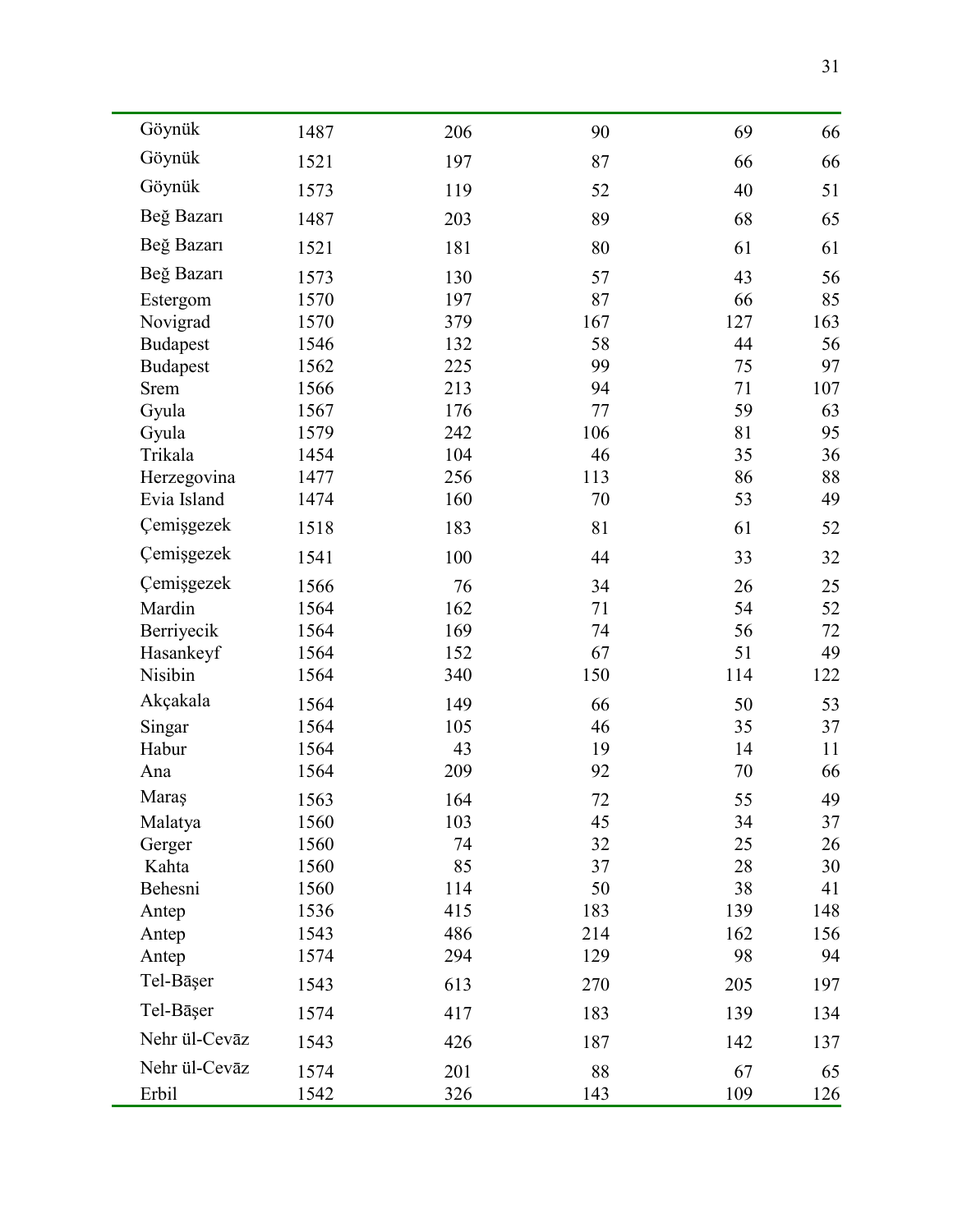| | | | | | |
|---|---|---|---|---|---|
| Göynük | 1487 | 206 | 90 | 69 | 66 |
| Göynük | 1521 | 197 | 87 | 66 | 66 |
| Göynük | 1573 | 119 | 52 | 40 | 51 |
| Beğ Bazarı | 1487 | 203 | 89 | 68 | 65 |
| Beğ Bazarı | 1521 | 181 | 80 | 61 | 61 |
| Beğ Bazarı | 1573 | 130 | 57 | 43 | 56 |
| Estergom | 1570 | 197 | 87 | 66 | 85 |
| Novigrad | 1570 | 379 | 167 | 127 | 163 |
| Budapest | 1546 | 132 | 58 | 44 | 56 |
| Budapest | 1562 | 225 | 99 | 75 | 97 |
| Srem | 1566 | 213 | 94 | 71 | 107 |
| Gyula | 1567 | 176 | 77 | 59 | 63 |
| Gyula | 1579 | 242 | 106 | 81 | 95 |
| Trikala | 1454 | 104 | 46 | 35 | 36 |
| Herzegovina | 1477 | 256 | 113 | 86 | 88 |
| Evia Island | 1474 | 160 | 70 | 53 | 49 |
| Çemişgezek | 1518 | 183 | 81 | 61 | 52 |
| Çemişgezek | 1541 | 100 | 44 | 33 | 32 |
| Çemişgezek | 1566 | 76 | 34 | 26 | 25 |
| Mardin | 1564 | 162 | 71 | 54 | 52 |
| Berriyecik | 1564 | 169 | 74 | 56 | 72 |
| Hasankeyf | 1564 | 152 | 67 | 51 | 49 |
| Nisibin | 1564 | 340 | 150 | 114 | 122 |
| Akçakala | 1564 | 149 | 66 | 50 | 53 |
| Singar | 1564 | 105 | 46 | 35 | 37 |
| Habur | 1564 | 43 | 19 | 14 | 11 |
| Ana | 1564 | 209 | 92 | 70 | 66 |
| Maraş | 1563 | 164 | 72 | 55 | 49 |
| Malatya | 1560 | 103 | 45 | 34 | 37 |
| Gerger | 1560 | 74 | 32 | 25 | 26 |
| Kahta | 1560 | 85 | 37 | 28 | 30 |
| Behesni | 1560 | 114 | 50 | 38 | 41 |
| Antep | 1536 | 415 | 183 | 139 | 148 |
| Antep | 1543 | 486 | 214 | 162 | 156 |
| Antep | 1574 | 294 | 129 | 98 | 94 |
| Tel-Bāşer | 1543 | 613 | 270 | 205 | 197 |
| Tel-Bāşer | 1574 | 417 | 183 | 139 | 134 |
| Nehr ül-Cevāz | 1543 | 426 | 187 | 142 | 137 |
| Nehr ül-Cevāz | 1574 | 201 | 88 | 67 | 65 |
| Erbil | 1542 | 326 | 143 | 109 | 126 |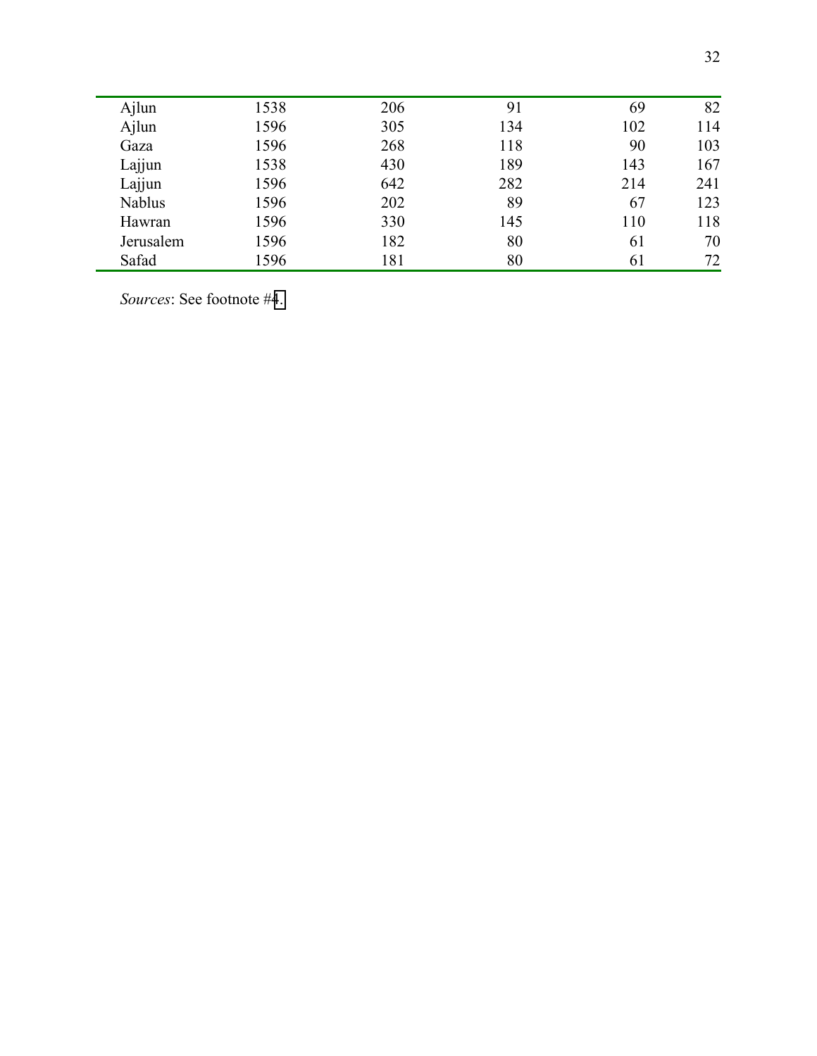| | | | | | |
|---|---|---|---|---|---|
| Ajlun | 1538 | 206 | 91 | 69 | 82 |
| Ajlun | 1596 | 305 | 134 | 102 | 114 |
| Gaza | 1596 | 268 | 118 | 90 | 103 |
| Lajjun | 1538 | 430 | 189 | 143 | 167 |
| Lajjun | 1596 | 642 | 282 | 214 | 241 |
| Nablus | 1596 | 202 | 89 | 67 | 123 |
| Hawran | 1596 | 330 | 145 | 110 | 118 |
| Jerusalem | 1596 | 182 | 80 | 61 | 70 |
| Safad | 1596 | 181 | 80 | 61 | 72 |

*Sources*: See footnote #4.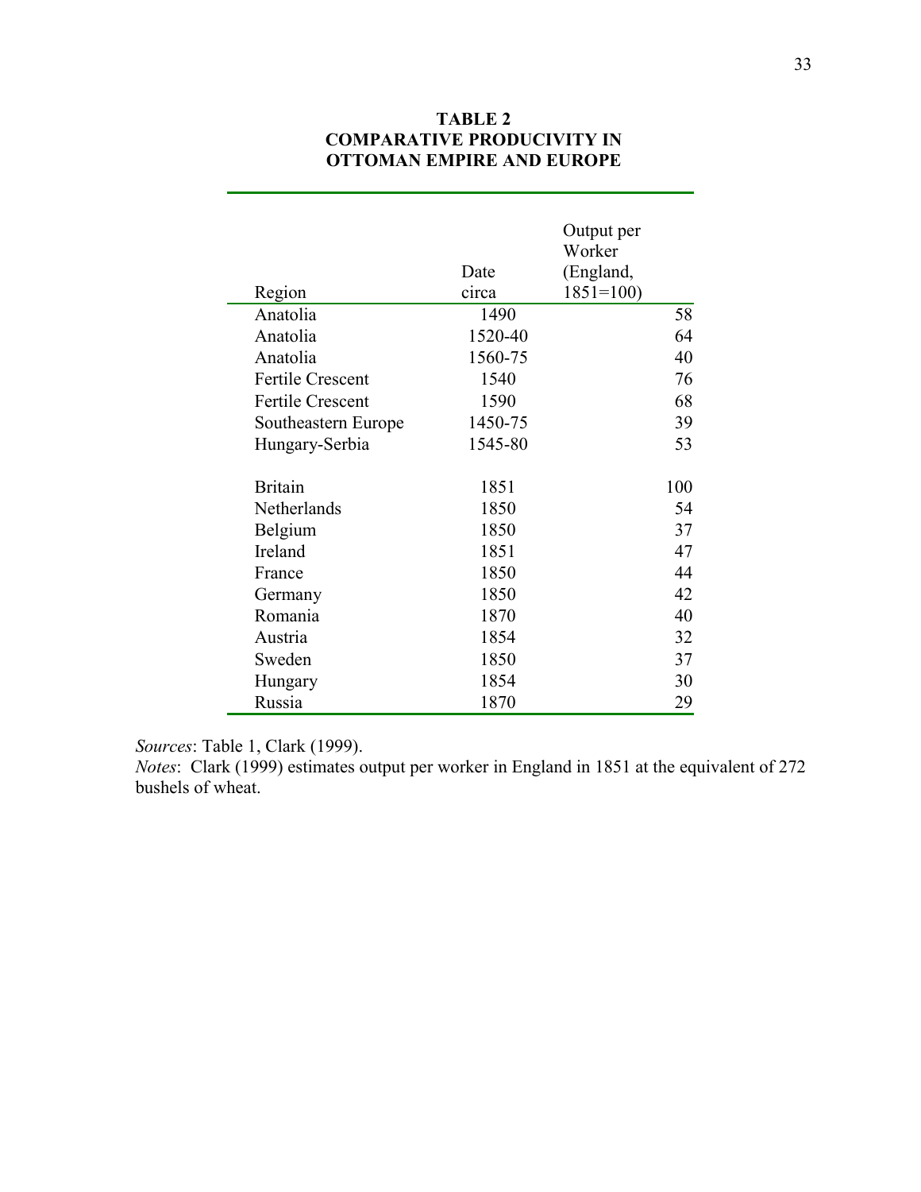**TABLE 2**
**COMPARATIVE PRODUCIVITY IN OTTOMAN EMPIRE AND EUROPE**

| Region | Date circa | Output per Worker (England, 1851=100) |
|---|---|---|
| Anatolia | 1490 | 58 |
| Anatolia | 1520-40 | 64 |
| Anatolia | 1560-75 | 40 |
| Fertile Crescent | 1540 | 76 |
| Fertile Crescent | 1590 | 68 |
| Southeastern Europe | 1450-75 | 39 |
| Hungary-Serbia | 1545-80 | 53 |
| | | |
| Britain | 1851 | 100 |
| Netherlands | 1850 | 54 |
| Belgium | 1850 | 37 |
| Ireland | 1851 | 47 |
| France | 1850 | 44 |
| Germany | 1850 | 42 |
| Romania | 1870 | 40 |
| Austria | 1854 | 32 |
| Sweden | 1850 | 37 |
| Hungary | 1854 | 30 |
| Russia | 1870 | 29 |

*Sources*: Table 1, Clark (1999).
*Notes*: Clark (1999) estimates output per worker in England in 1851 at the equivalent of 272 bushels of wheat.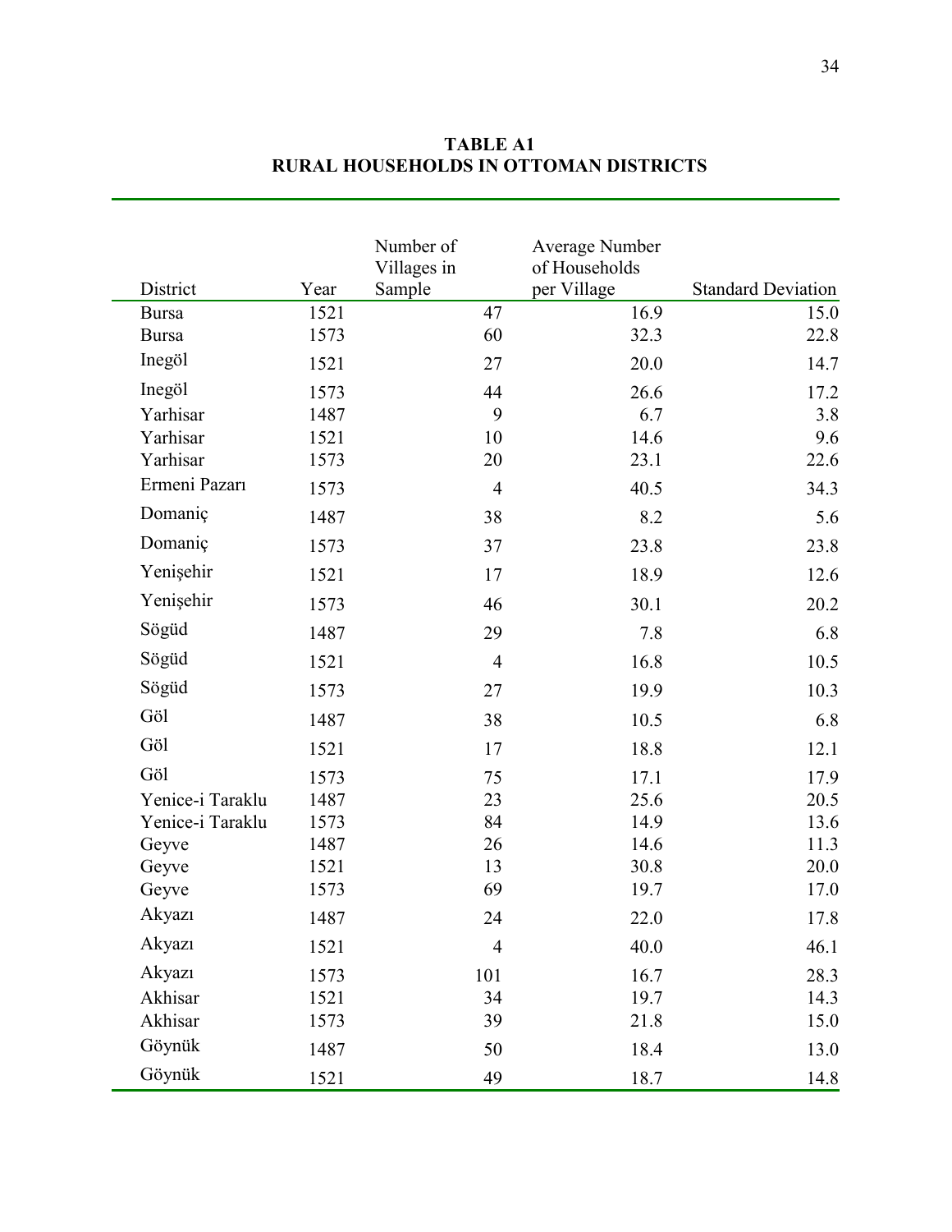**TABLE A1**
**RURAL HOUSEHOLDS IN OTTOMAN DISTRICTS**

| District | Year | Number of Villages in Sample | Average Number of Households per Village | Standard Deviation |
|---|---|---|---|---|
| Bursa | 1521 | 47 | 16.9 | 15.0 |
| Bursa | 1573 | 60 | 32.3 | 22.8 |
| Inegöl | 1521 | 27 | 20.0 | 14.7 |
| Inegöl | 1573 | 44 | 26.6 | 17.2 |
| Yarhisar | 1487 | 9 | 6.7 | 3.8 |
| Yarhisar | 1521 | 10 | 14.6 | 9.6 |
| Yarhisar | 1573 | 20 | 23.1 | 22.6 |
| Ermeni Pazarı | 1573 | 4 | 40.5 | 34.3 |
| Domaniç | 1487 | 38 | 8.2 | 5.6 |
| Domaniç | 1573 | 37 | 23.8 | 23.8 |
| Yenişehir | 1521 | 17 | 18.9 | 12.6 |
| Yenişehir | 1573 | 46 | 30.1 | 20.2 |
| Sögüd | 1487 | 29 | 7.8 | 6.8 |
| Sögüd | 1521 | 4 | 16.8 | 10.5 |
| Sögüd | 1573 | 27 | 19.9 | 10.3 |
| Göl | 1487 | 38 | 10.5 | 6.8 |
| Göl | 1521 | 17 | 18.8 | 12.1 |
| Göl | 1573 | 75 | 17.1 | 17.9 |
| Yenice-i Taraklu | 1487 | 23 | 25.6 | 20.5 |
| Yenice-i Taraklu | 1573 | 84 | 14.9 | 13.6 |
| Geyve | 1487 | 26 | 14.6 | 11.3 |
| Geyve | 1521 | 13 | 30.8 | 20.0 |
| Geyve | 1573 | 69 | 19.7 | 17.0 |
| Akyazı | 1487 | 24 | 22.0 | 17.8 |
| Akyazı | 1521 | 4 | 40.0 | 46.1 |
| Akyazı | 1573 | 101 | 16.7 | 28.3 |
| Akhisar | 1521 | 34 | 19.7 | 14.3 |
| Akhisar | 1573 | 39 | 21.8 | 15.0 |
| Göynük | 1487 | 50 | 18.4 | 13.0 |
| Göynük | 1521 | 49 | 18.7 | 14.8 |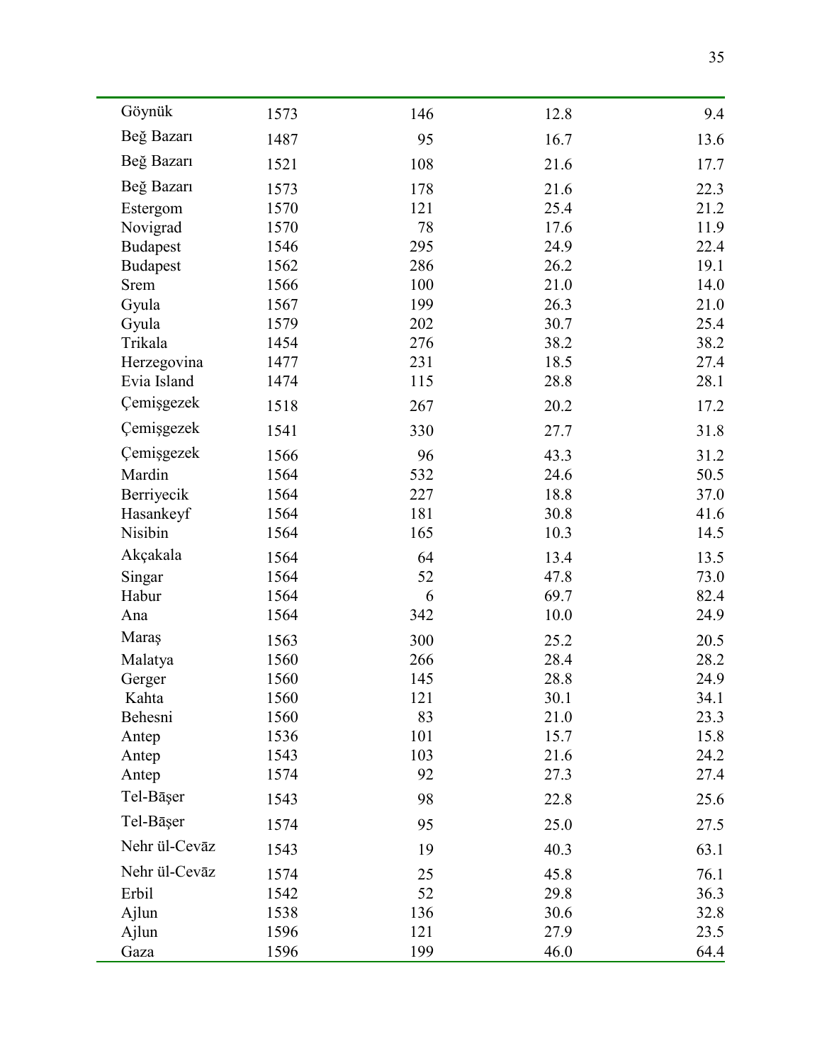| | | | | |
|---|---|---|---|---|
| Göynük | 1573 | 146 | 12.8 | 9.4 |
| Beğ Bazarı | 1487 | 95 | 16.7 | 13.6 |
| Beğ Bazarı | 1521 | 108 | 21.6 | 17.7 |
| Beğ Bazarı | 1573 | 178 | 21.6 | 22.3 |
| Estergom | 1570 | 121 | 25.4 | 21.2 |
| Novigrad | 1570 | 78 | 17.6 | 11.9 |
| Budapest | 1546 | 295 | 24.9 | 22.4 |
| Budapest | 1562 | 286 | 26.2 | 19.1 |
| Srem | 1566 | 100 | 21.0 | 14.0 |
| Gyula | 1567 | 199 | 26.3 | 21.0 |
| Gyula | 1579 | 202 | 30.7 | 25.4 |
| Trikala | 1454 | 276 | 38.2 | 38.2 |
| Herzegovina | 1477 | 231 | 18.5 | 27.4 |
| Evia Island | 1474 | 115 | 28.8 | 28.1 |
| Çemişgezek | 1518 | 267 | 20.2 | 17.2 |
| Çemişgezek | 1541 | 330 | 27.7 | 31.8 |
| Çemişgezek | 1566 | 96 | 43.3 | 31.2 |
| Mardin | 1564 | 532 | 24.6 | 50.5 |
| Berriyecik | 1564 | 227 | 18.8 | 37.0 |
| Hasankeyf | 1564 | 181 | 30.8 | 41.6 |
| Nisibin | 1564 | 165 | 10.3 | 14.5 |
| Akçakala | 1564 | 64 | 13.4 | 13.5 |
| Singar | 1564 | 52 | 47.8 | 73.0 |
| Habur | 1564 | 6 | 69.7 | 82.4 |
| Ana | 1564 | 342 | 10.0 | 24.9 |
| Maraş | 1563 | 300 | 25.2 | 20.5 |
| Malatya | 1560 | 266 | 28.4 | 28.2 |
| Gerger | 1560 | 145 | 28.8 | 24.9 |
| Kahta | 1560 | 121 | 30.1 | 34.1 |
| Behesni | 1560 | 83 | 21.0 | 23.3 |
| Antep | 1536 | 101 | 15.7 | 15.8 |
| Antep | 1543 | 103 | 21.6 | 24.2 |
| Antep | 1574 | 92 | 27.3 | 27.4 |
| Tel-Bāşer | 1543 | 98 | 22.8 | 25.6 |
| Tel-Bāşer | 1574 | 95 | 25.0 | 27.5 |
| Nehr ül-Cevāz | 1543 | 19 | 40.3 | 63.1 |
| Nehr ül-Cevāz | 1574 | 25 | 45.8 | 76.1 |
| Erbil | 1542 | 52 | 29.8 | 36.3 |
| Ajlun | 1538 | 136 | 30.6 | 32.8 |
| Ajlun | 1596 | 121 | 27.9 | 23.5 |
| Gaza | 1596 | 199 | 46.0 | 64.4 |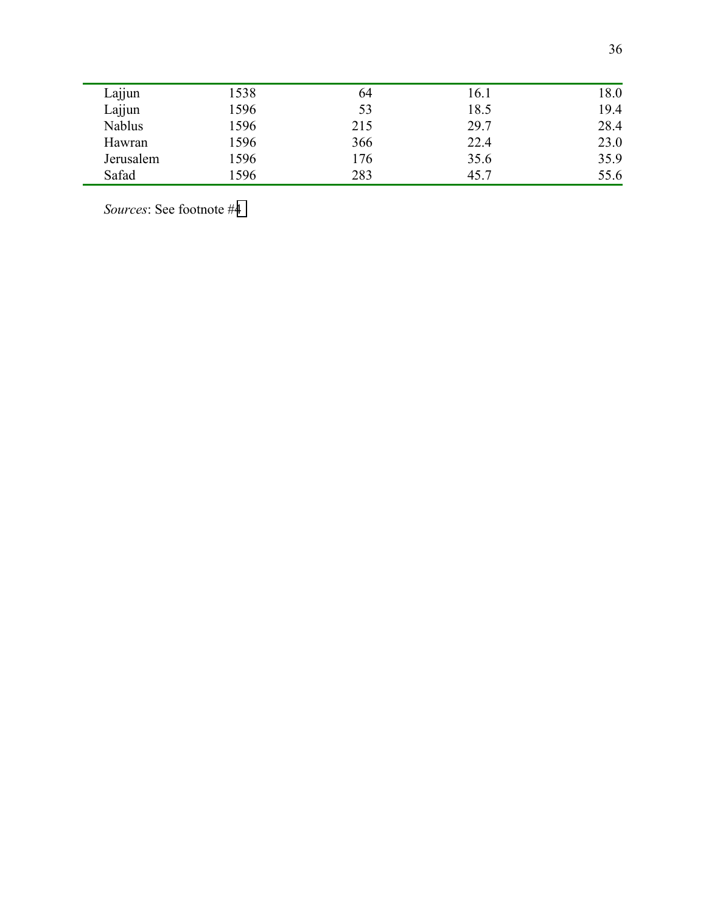| | | | | |
|---|---|---|---|---|
| Lajjun | 1538 | 64 | 16.1 | 18.0 |
| Lajjun | 1596 | 53 | 18.5 | 19.4 |
| Nablus | 1596 | 215 | 29.7 | 28.4 |
| Hawran | 1596 | 366 | 22.4 | 23.0 |
| Jerusalem | 1596 | 176 | 35.6 | 35.9 |
| Safad | 1596 | 283 | 45.7 | 55.6 |

*Sources*: See footnote #4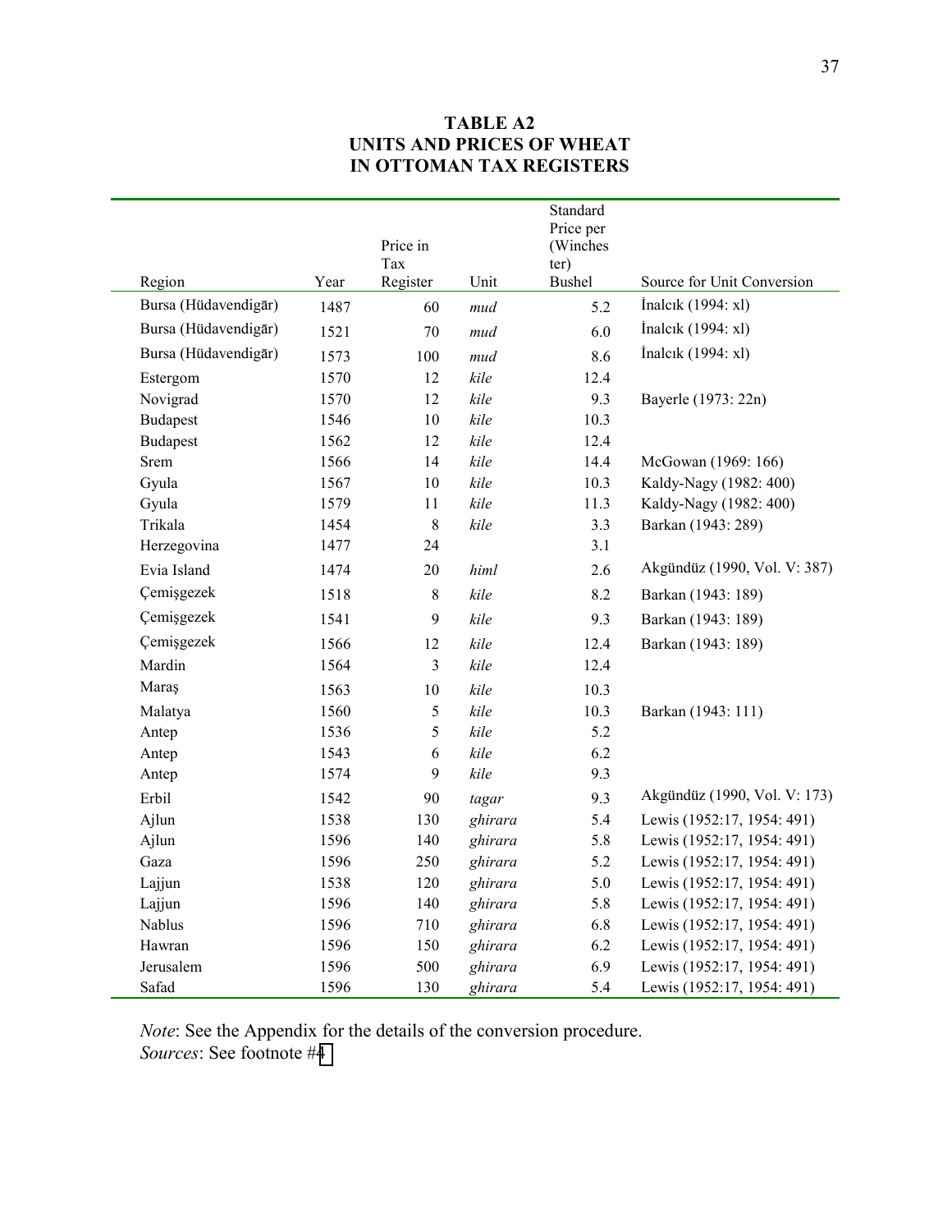**TABLE A2**
**UNITS AND PRICES OF WHEAT**
**IN OTTOMAN TAX REGISTERS**

| Region | Year | Price in Tax Register | Unit | Standard Price per (Winchester) Bushel | Source for Unit Conversion |
|---|---|---|---|---|---|
| Bursa (Hüdavendigār) | 1487 | 60 | *mud* | 5.2 | İnalcık (1994: xl) |
| Bursa (Hüdavendigār) | 1521 | 70 | *mud* | 6.0 | İnalcık (1994: xl) |
| Bursa (Hüdavendigār) | 1573 | 100 | *mud* | 8.6 | İnalcık (1994: xl) |
| Estergom | 1570 | 12 | *kile* | 12.4 | |
| Novigrad | 1570 | 12 | *kile* | 9.3 | Bayerle (1973: 22n) |
| Budapest | 1546 | 10 | *kile* | 10.3 | |
| Budapest | 1562 | 12 | *kile* | 12.4 | |
| Srem | 1566 | 14 | *kile* | 14.4 | McGowan (1969: 166) |
| Gyula | 1567 | 10 | *kile* | 10.3 | Kaldy-Nagy (1982: 400) |
| Gyula | 1579 | 11 | *kile* | 11.3 | Kaldy-Nagy (1982: 400) |
| Trikala | 1454 | 8 | *kile* | 3.3 | Barkan (1943: 289) |
| Herzegovina | 1477 | 24 | | 3.1 | |
| Evia Island | 1474 | 20 | *himl* | 2.6 | Akgündüz (1990, Vol. V: 387) |
| Çemişgezek | 1518 | 8 | *kile* | 8.2 | Barkan (1943: 189) |
| Çemişgezek | 1541 | 9 | *kile* | 9.3 | Barkan (1943: 189) |
| Çemişgezek | 1566 | 12 | *kile* | 12.4 | Barkan (1943: 189) |
| Mardin | 1564 | 3 | *kile* | 12.4 | |
| Maraş | 1563 | 10 | *kile* | 10.3 | |
| Malatya | 1560 | 5 | *kile* | 10.3 | Barkan (1943: 111) |
| Antep | 1536 | 5 | *kile* | 5.2 | |
| Antep | 1543 | 6 | *kile* | 6.2 | |
| Antep | 1574 | 9 | *kile* | 9.3 | |
| Erbil | 1542 | 90 | *tagar* | 9.3 | Akgündüz (1990, Vol. V: 173) |
| Ajlun | 1538 | 130 | *ghirara* | 5.4 | Lewis (1952:17, 1954: 491) |
| Ajlun | 1596 | 140 | *ghirara* | 5.8 | Lewis (1952:17, 1954: 491) |
| Gaza | 1596 | 250 | *ghirara* | 5.2 | Lewis (1952:17, 1954: 491) |
| Lajjun | 1538 | 120 | *ghirara* | 5.0 | Lewis (1952:17, 1954: 491) |
| Lajjun | 1596 | 140 | *ghirara* | 5.8 | Lewis (1952:17, 1954: 491) |
| Nablus | 1596 | 710 | *ghirara* | 6.8 | Lewis (1952:17, 1954: 491) |
| Hawran | 1596 | 150 | *ghirara* | 6.2 | Lewis (1952:17, 1954: 491) |
| Jerusalem | 1596 | 500 | *ghirara* | 6.9 | Lewis (1952:17, 1954: 491) |
| Safad | 1596 | 130 | *ghirara* | 5.4 | Lewis (1952:17, 1954: 491) |

*Note*: See the Appendix for the details of the conversion procedure.
*Sources*: See footnote #4